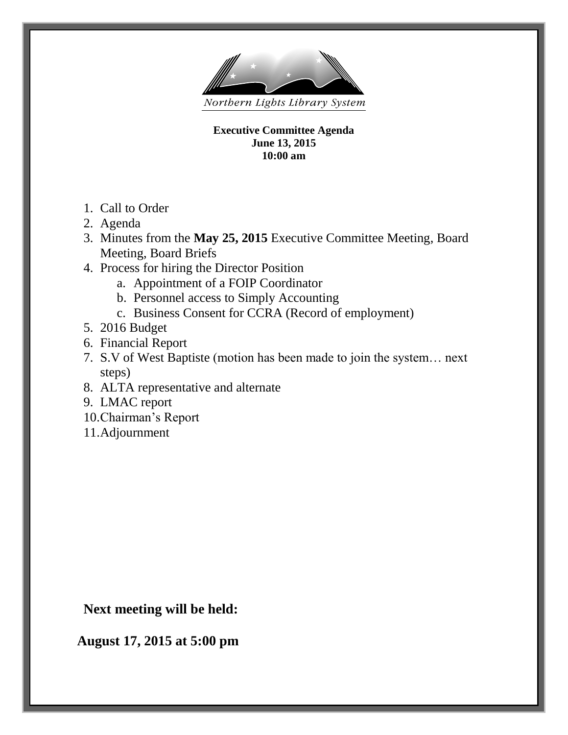Northern Lights Library System

**Executive Committee Agenda**
**June 13, 2015**
**10:00 am**

1. Call to Order
2. Agenda
3. Minutes from the **May 25, 2015** Executive Committee Meeting, Board Meeting, Board Briefs
4. Process for hiring the Director Position
    a. Appointment of a FOIP Coordinator
    b. Personnel access to Simply Accounting
    c. Business Consent for CCRA (Record of employment)
5. 2016 Budget
6. Financial Report
7. S.V of West Baptiste (motion has been made to join the system… next steps)
8. ALTA representative and alternate
9. LMAC report
10. Chairman's Report
11. Adjournment

**Next meeting will be held:**

**August 17, 2015 at 5:00 pm**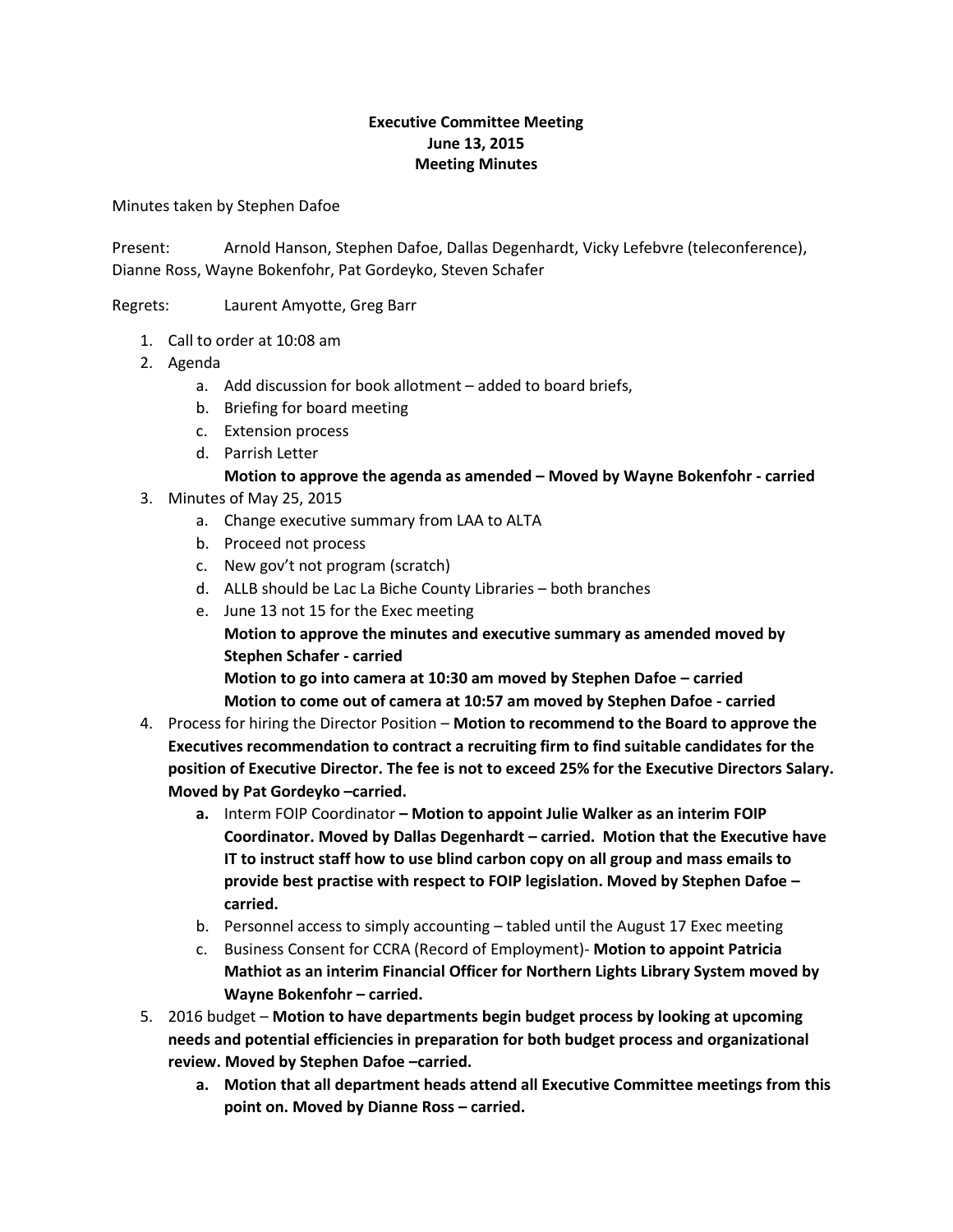**Executive Committee Meeting**
**June 13, 2015**
**Meeting Minutes**

Minutes taken by Stephen Dafoe

Present: Arnold Hanson, Stephen Dafoe, Dallas Degenhardt, Vicky Lefebvre (teleconference), Dianne Ross, Wayne Bokenfohr, Pat Gordeyko, Steven Schafer

Regrets: Laurent Amyotte, Greg Barr

1. Call to order at 10:08 am
2. Agenda
   a. Add discussion for book allotment – added to board briefs,
   b. Briefing for board meeting
   c. Extension process
   d. Parrish Letter

   **Motion to approve the agenda as amended – Moved by Wayne Bokenfohr - carried**
3. Minutes of May 25, 2015
   a. Change executive summary from LAA to ALTA
   b. Proceed not process
   c. New gov't not program (scratch)
   d. ALLB should be Lac La Biche County Libraries – both branches
   e. June 13 not 15 for the Exec meeting

   **Motion to approve the minutes and executive summary as amended moved by Stephen Schafer - carried**
   **Motion to go into camera at 10:30 am moved by Stephen Dafoe – carried**
   **Motion to come out of camera at 10:57 am moved by Stephen Dafoe - carried**
4. Process for hiring the Director Position – **Motion to recommend to the Board to approve the Executives recommendation to contract a recruiting firm to find suitable candidates for the position of Executive Director. The fee is not to exceed 25% for the Executive Directors Salary. Moved by Pat Gordeyko –carried.**
   a. Interm FOIP Coordinator **– Motion to appoint Julie Walker as an interim FOIP Coordinator. Moved by Dallas Degenhardt – carried. Motion that the Executive have IT to instruct staff how to use blind carbon copy on all group and mass emails to provide best practise with respect to FOIP legislation. Moved by Stephen Dafoe – carried.**
   b. Personnel access to simply accounting – tabled until the August 17 Exec meeting
   c. Business Consent for CCRA (Record of Employment)- **Motion to appoint Patricia Mathiot as an interim Financial Officer for Northern Lights Library System moved by Wayne Bokenfohr – carried.**
5. 2016 budget – **Motion to have departments begin budget process by looking at upcoming needs and potential efficiencies in preparation for both budget process and organizational review. Moved by Stephen Dafoe –carried.**
   a. **Motion that all department heads attend all Executive Committee meetings from this point on. Moved by Dianne Ross – carried.**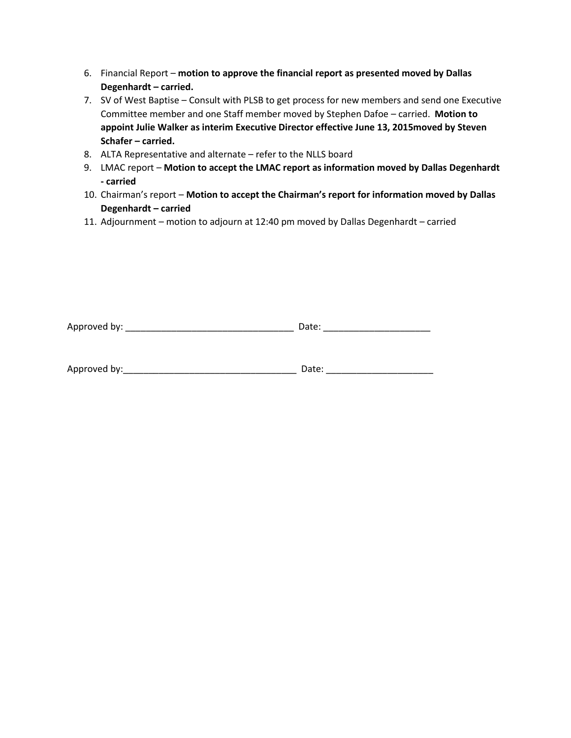6. Financial Report – **motion to approve the financial report as presented moved by Dallas Degenhardt – carried.**
7. SV of West Baptise – Consult with PLSB to get process for new members and send one Executive Committee member and one Staff member moved by Stephen Dafoe – carried. **Motion to appoint Julie Walker as interim Executive Director effective June 13, 2015moved by Steven Schafer – carried.**
8. ALTA Representative and alternate – refer to the NLLS board
9. LMAC report – **Motion to accept the LMAC report as information moved by Dallas Degenhardt - carried**
10. Chairman's report – **Motion to accept the Chairman's report for information moved by Dallas Degenhardt – carried**
11. Adjournment – motion to adjourn at 12:40 pm moved by Dallas Degenhardt – carried

Approved by: _________________________________ Date: _____________________

Approved by:__________________________________ Date: _____________________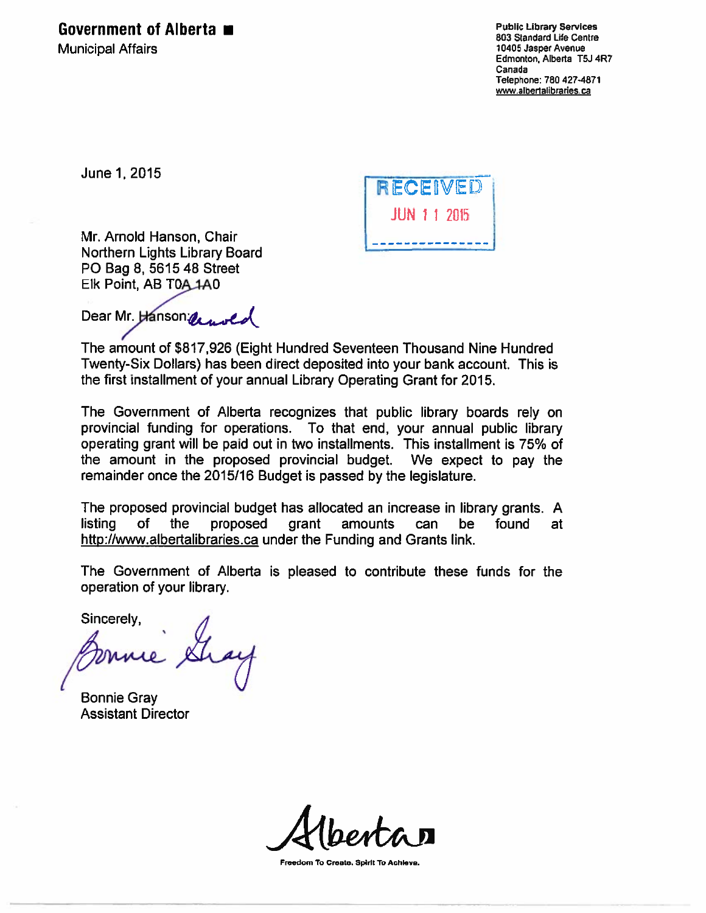**Government of Alberta ■**
Municipal Affairs

Public Library Services
803 Standard Life Centre
10405 Jasper Avenue
Edmonton, Alberta T5J 4R7
Canada
Telephone: 780 427-4871
www.albertalibraries.ca

June 1, 2015

RECEIVED
JUN 11 2015

Mr. Arnold Hanson, Chair
Northern Lights Library Board
PO Bag 8, 5615 48 Street
Elk Point, AB T0A 1A0

Dear Mr. Hanson: Arnold

The amount of $817,926 (Eight Hundred Seventeen Thousand Nine Hundred Twenty-Six Dollars) has been direct deposited into your bank account. This is the first installment of your annual Library Operating Grant for 2015.

The Government of Alberta recognizes that public library boards rely on provincial funding for operations. To that end, your annual public library operating grant will be paid out in two installments. This installment is 75% of the amount in the proposed provincial budget. We expect to pay the remainder once the 2015/16 Budget is passed by the legislature.

The proposed provincial budget has allocated an increase in library grants. A listing of the proposed grant amounts can be found at http://www.albertalibraries.ca under the Funding and Grants link.

The Government of Alberta is pleased to contribute these funds for the operation of your library.

Sincerely,

Bonnie Gray

Bonnie Gray
Assistant Director

Alberta

Freedom To Create. Spirit To Achieve.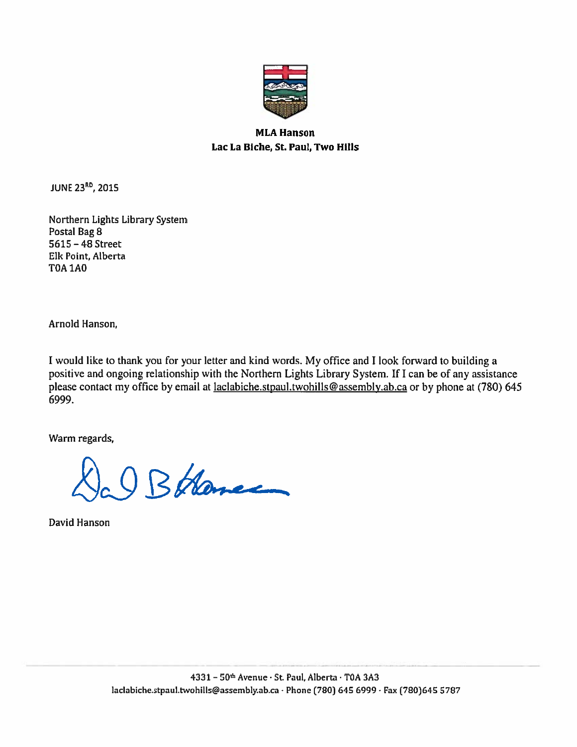**MLA Hanson**
**Lac La Biche, St. Paul, Two Hills**

JUNE 23RD, 2015

Northern Lights Library System
Postal Bag 8
5615 – 48 Street
Elk Point, Alberta
T0A 1A0

Arnold Hanson,

I would like to thank you for your letter and kind words. My office and I look forward to building a positive and ongoing relationship with the Northern Lights Library System. If I can be of any assistance please contact my office by email at laclabiche.stpaul.twohills@assembly.ab.ca or by phone at (780) 645 6999.

Warm regards,

David Hanson

4331 – 50th Avenue · St. Paul, Alberta · T0A 3A3
laclabiche.stpaul.twohills@assembly.ab.ca · Phone (780) 645 6999 · Fax (780)645 5787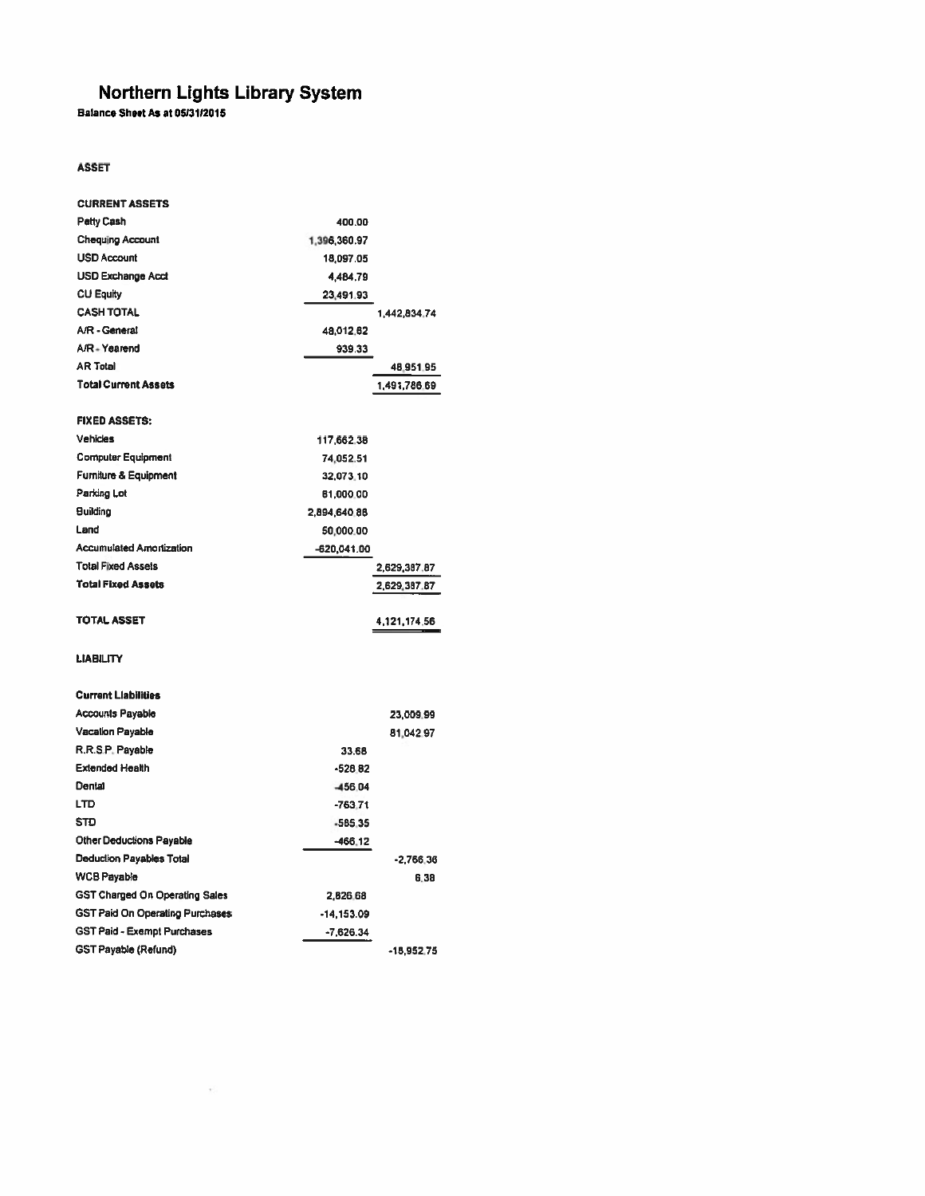# Northern Lights Library System

**Balance Sheet As at 05/31/2015**

**ASSET**

| | | |
|---|---|---|
| **CURRENT ASSETS** | | |
| Petty Cash | 400.00 | |
| Chequing Account | 1,396,360.97 | |
| USD Account | 18,097.05 | |
| USD Exchange Acct | 4,484.79 | |
| CU Equity | 23,491.93 | |
| CASH TOTAL | | 1,442,834.74 |
| A/R - General | 48,012.62 | |
| A/R - Yearend | 939.33 | |
| AR Total | | 48,951.95 |
| **Total Current Assets** | | 1,491,786.69 |
| | | |
| **FIXED ASSETS:** | | |
| Vehicles | 117,662.38 | |
| Computer Equipment | 74,052.51 | |
| Furniture & Equipment | 32,073.10 | |
| Parking Lot | 81,000.00 | |
| Building | 2,894,640.88 | |
| Land | 50,000.00 | |
| Accumulated Amortization | -620,041.00 | |
| Total Fixed Assets | | 2,629,387.87 |
| **Total Fixed Assets** | | 2,629,387.87 |
| | | |
| **TOTAL ASSET** | | 4,121,174.56 |

**LIABILITY**

| | | |
|---|---|---|
| **Current Liabilities** | | |
| Accounts Payable | | 23,009.99 |
| Vacation Payable | | 81,042.97 |
| R.R.S.P. Payable | 33.68 | |
| Extended Health | -528.82 | |
| Dental | -456.04 | |
| LTD | -763.71 | |
| STD | -585.35 | |
| Other Deductions Payable | -466.12 | |
| Deduction Payables Total | | -2,766.36 |
| WCB Payable | | 6.38 |
| GST Charged On Operating Sales | 2,826.68 | |
| GST Paid On Operating Purchases | -14,153.09 | |
| GST Paid - Exempt Purchases | -7,626.34 | |
| GST Payable (Refund) | | -18,952.75 |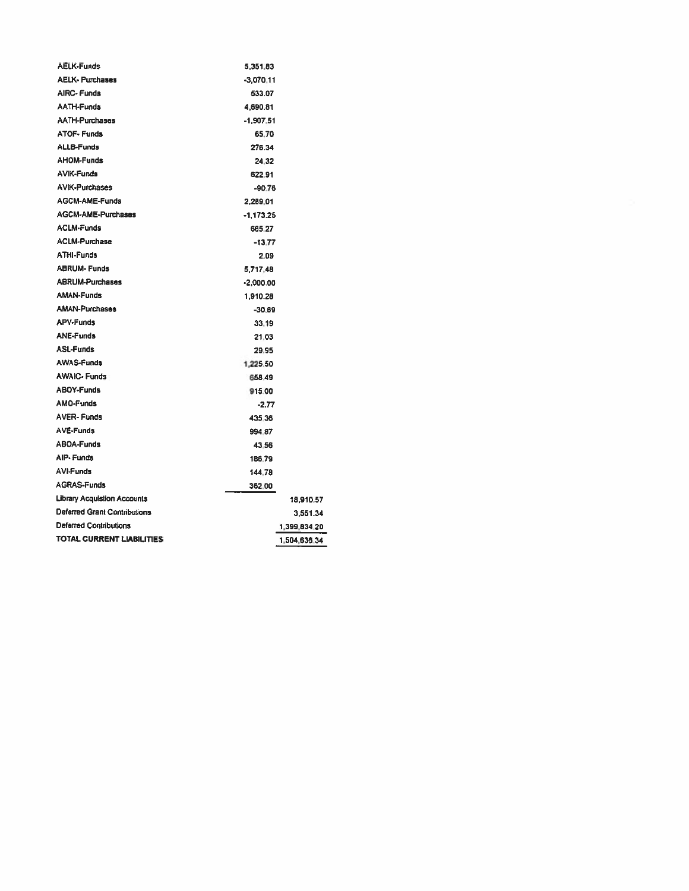| | | |
|---|---|---|
| AELK-Funds | 5,351.83 | |
| AELK- Purchases | -3,070.11 | |
| AIRC- Funds | 533.07 | |
| AATH-Funds | 4,690.81 | |
| AATH-Purchases | -1,907.51 | |
| ATOF- Funds | 65.70 | |
| ALLB-Funds | 276.34 | |
| AHOM-Funds | 24.32 | |
| AVIK-Funds | 622.91 | |
| AVIK-Purchases | -90.76 | |
| AGCM-AME-Funds | 2,289.01 | |
| AGCM-AME-Purchases | -1,173.25 | |
| ACLM-Funds | 665.27 | |
| ACLM-Purchase | -13.77 | |
| ATHI-Funds | 2.09 | |
| ABRUM- Funds | 5,717.48 | |
| ABRUM-Purchases | -2,000.00 | |
| AMAN-Funds | 1,910.28 | |
| AMAN-Purchases | -30.89 | |
| APV-Funds | 33.19 | |
| ANE-Funds | 21.03 | |
| ASL-Funds | 29.95 | |
| AWAS-Funds | 1,225.50 | |
| AWAIC- Funds | 658.49 | |
| ABOY-Funds | 915.00 | |
| AMO-Funds | -2.77 | |
| AVER- Funds | 435.36 | |
| AVÉ-Funds | 994.87 | |
| ABOA-Funds | 43.56 | |
| AIP- Funds | 186.79 | |
| AVI-Funds | 144.78 | |
| AGRAS-Funds | 362.00 | |
| Library Acquistion Accounts | | 18,910.57 |
| Deferred Grant Contributions | | 3,551.34 |
| Deferred Contributions | | 1,399,834.20 |
| **TOTAL CURRENT LIABILITIES** | | 1,504,636.34 |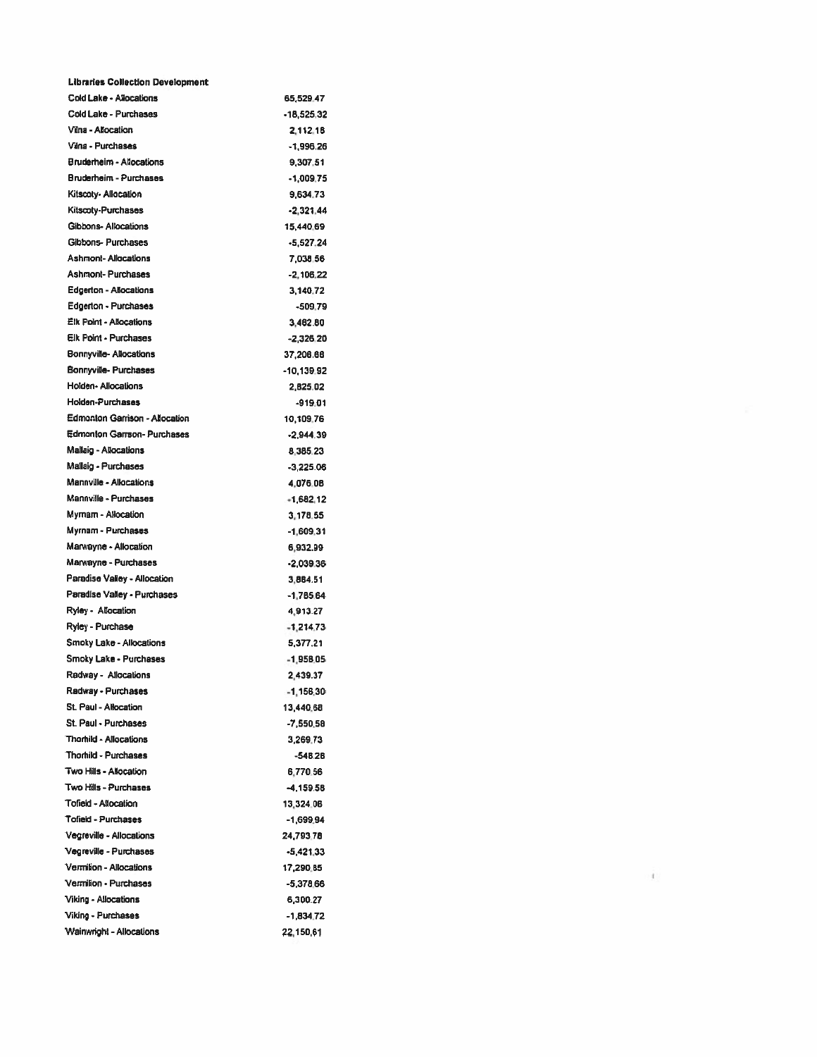**Libraries Collection Development**

| | |
|---|---|
| Cold Lake - Allocations | 65,529.47 |
| Cold Lake - Purchases | -18,525.32 |
| Vilna - Allocation | 2,112.18 |
| Vilna - Purchases | -1,996.26 |
| Bruderheim - Allocations | 9,307.51 |
| Bruderheim - Purchases | -1,009.75 |
| Kitscoty- Allocation | 9,634.73 |
| Kitscoty-Purchases | -2,321.44 |
| Gibbons- Allocations | 15,440.69 |
| Gibbons- Purchases | -5,527.24 |
| Ashmont- Allocations | 7,038.56 |
| Ashmont- Purchases | -2,106.22 |
| Edgerton - Allocations | 3,140.72 |
| Edgerton - Purchases | -509.79 |
| Elk Point - Allocations | 3,462.80 |
| Elk Point - Purchases | -2,326.20 |
| Bonnyville- Allocations | 37,208.88 |
| Bonnyville- Purchases | -10,139.92 |
| Holden- Allocations | 2,825.02 |
| Holden-Purchases | -919.01 |
| Edmonton Garrison - Allocation | 10,109.76 |
| Edmonton Garrison- Purchases | -2,944.39 |
| Mallaig - Allocations | 8,385.23 |
| Mallaig - Purchases | -3,225.06 |
| Mannville - Allocations | 4,076.08 |
| Mannville - Purchases | -1,682.12 |
| Myrnam - Allocation | 3,178.55 |
| Myrnam - Purchases | -1,609.31 |
| Marwayne - Allocation | 6,932.99 |
| Marwayne - Purchases | -2,039.36 |
| Paradise Valley - Allocation | 3,884.51 |
| Paradise Valley - Purchases | -1,785.64 |
| Ryley - Allocation | 4,913.27 |
| Ryley - Purchase | -1,214.73 |
| Smoky Lake - Allocations | 5,377.21 |
| Smoky Lake - Purchases | -1,958.05 |
| Radway - Allocations | 2,439.37 |
| Radway - Purchases | -1,156.30 |
| St. Paul - Allocation | 13,440.68 |
| St. Paul - Purchases | -7,550.58 |
| Thorhild - Allocations | 3,269.73 |
| Thorhild - Purchases | -548.28 |
| Two Hills - Allocation | 6,770.56 |
| Two Hills - Purchases | -4,159.58 |
| Tofield - Allocation | 13,324.06 |
| Tofield - Purchases | -1,699.94 |
| Vegreville - Allocations | 24,793.78 |
| Vegreville - Purchases | -5,421.33 |
| Vermilion - Allocations | 17,290.85 |
| Vermilion - Purchases | -5,378.66 |
| Viking - Allocations | 6,300.27 |
| Viking - Purchases | -1,834.72 |
| Wainwright - Allocations | 22,150.61 |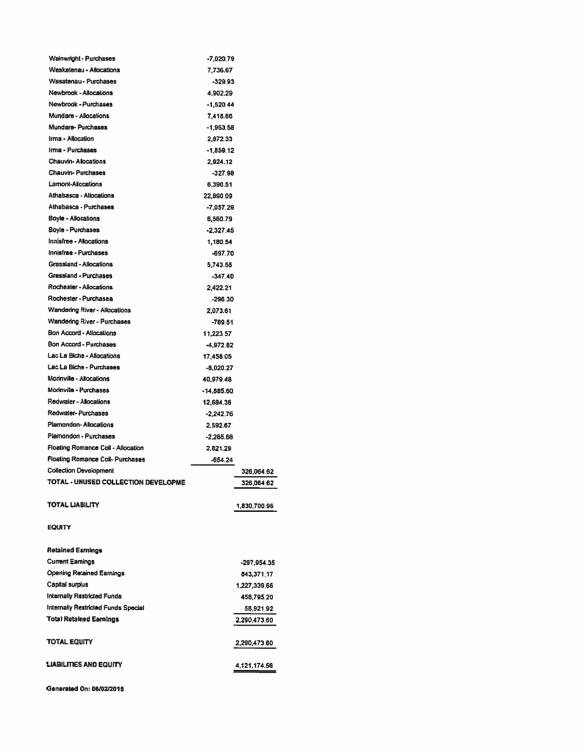| | | |
|---|---|---|
| Wainwright - Purchases | -7,020.79 | |
| Waskatenau - Allocations | 7,736.67 | |
| Wasatenau - Purchases | -329.93 | |
| Newbrook - Allocations | 4,902.29 | |
| Newbrook - Purchases | -1,520.44 | |
| Mundare - Allocations | 7,418.66 | |
| Mundare- Purchases | -1,963.58 | |
| Irma - Allocation | 2,872.33 | |
| Irma - Purchases | -1,859.12 | |
| Chauvin- Allocations | 2,924.12 | |
| Chauvin- Purchases | -327.98 | |
| Lamont-Allocations | 6,390.51 | |
| Athabasca - Allocations | 22,890.09 | |
| Athabasca - Purchases | -7,057.29 | |
| Boyle - Allocations | 6,560.79 | |
| Boyle - Purchases | -2,327.45 | |
| Innisfree - Allocations | 1,180.54 | |
| Innisfree - Purchases | -697.70 | |
| Grassland - Allocations | 5,743.55 | |
| Grassland - Purchases | -347.40 | |
| Rochester - Allocations | 2,422.21 | |
| Rochester - Purchasea | -296.30 | |
| Wandering River - Allocations | 2,073.61 | |
| Wandering River - Purchases | -789.51 | |
| Bon Accord - Allocations | 11,223.57 | |
| Bon Accord - Purchases | -4,972.82 | |
| Lac La Biche - Allocations | 17,458.05 | |
| Lac La Biche - Purchases | -8,020.27 | |
| Morinville - Allocations | 40,979.48 | |
| Morinville - Purchases | -14,885.60 | |
| Redwater - Allocations | 12,684.36 | |
| Redwater- Purchases | -2,242.76 | |
| Plamondon- Allocations | 2,592.67 | |
| Plamondon - Purchases | -2,265.66 | |
| Floating Romance Coll - Allocation | 2,821.29 | |
| Floating Romance Coll- Purchases | -654.24 | |
| Collection Development | | 326,064.62 |
| **TOTAL - UNUSED COLLECTION DEVELOPME** | | 326,064.62 |
| | | |
| **TOTAL LIABILITY** | | 1,830,700.96 |
| | | |
| **EQUITY** | | |
| | | |
| **Retained Earnings** | | |
| Current Earnings | | -297,954.35 |
| Opening Retained Earnings | | 843,371.17 |
| Capital surplus | | 1,227,339.66 |
| Internally Restricted Funds | | 458,795.20 |
| Internally Restricted Funds Special | | 58,921.92 |
| **Total Retained Earnings** | | 2,290,473.60 |
| | | |
| **TOTAL EQUITY** | | 2,290,473.60 |
| | | |
| **LIABILITIES AND EQUITY** | | 4,121,174.56 |

Generated On: 06/02/2015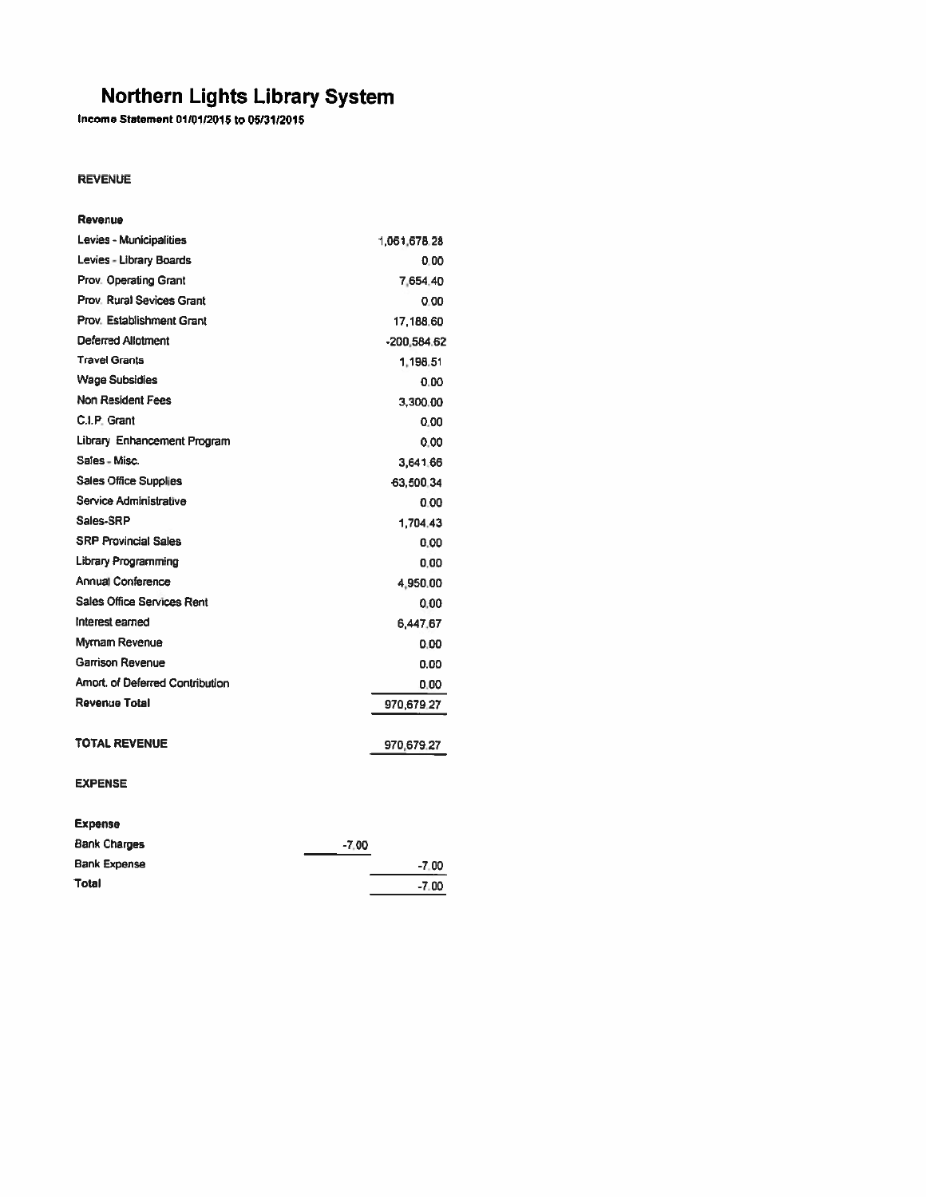# Northern Lights Library System

**Income Statement 01/01/2015 to 05/31/2015**

**REVENUE**

| **Revenue** | | |
|---|---|---|
| Levies - Municipalities | | 1,061,678.28 |
| Levies - Library Boards | | 0.00 |
| Prov. Operating Grant | | 7,654.40 |
| Prov. Rural Sevices Grant | | 0.00 |
| Prov. Establishment Grant | | 17,188.60 |
| Deferred Allotment | | -200,584.62 |
| Travel Grants | | 1,198.51 |
| Wage Subsidies | | 0.00 |
| Non Resident Fees | | 3,300.00 |
| C.I.P. Grant | | 0.00 |
| Library Enhancement Program | | 0.00 |
| Sales - Misc. | | 3,641.66 |
| Sales Office Supplies | | 63,500.34 |
| Service Administrative | | 0.00 |
| Sales-SRP | | 1,704.43 |
| SRP Provincial Sales | | 0.00 |
| Library Programming | | 0.00 |
| Annual Conference | | 4,950.00 |
| Sales Office Services Rent | | 0.00 |
| Interest earned | | 6,447.67 |
| Myrnam Revenue | | 0.00 |
| Garrison Revenue | | 0.00 |
| Amort. of Deferred Contribution | | 0.00 |
| **Revenue Total** | | 970,679.27 |
| | | |
| **TOTAL REVENUE** | | 970,679.27 |

**EXPENSE**

| **Expense** | | |
|---|---|---|
| Bank Charges | -7.00 | |
| Bank Expense | | -7.00 |
| **Total** | | -7.00 |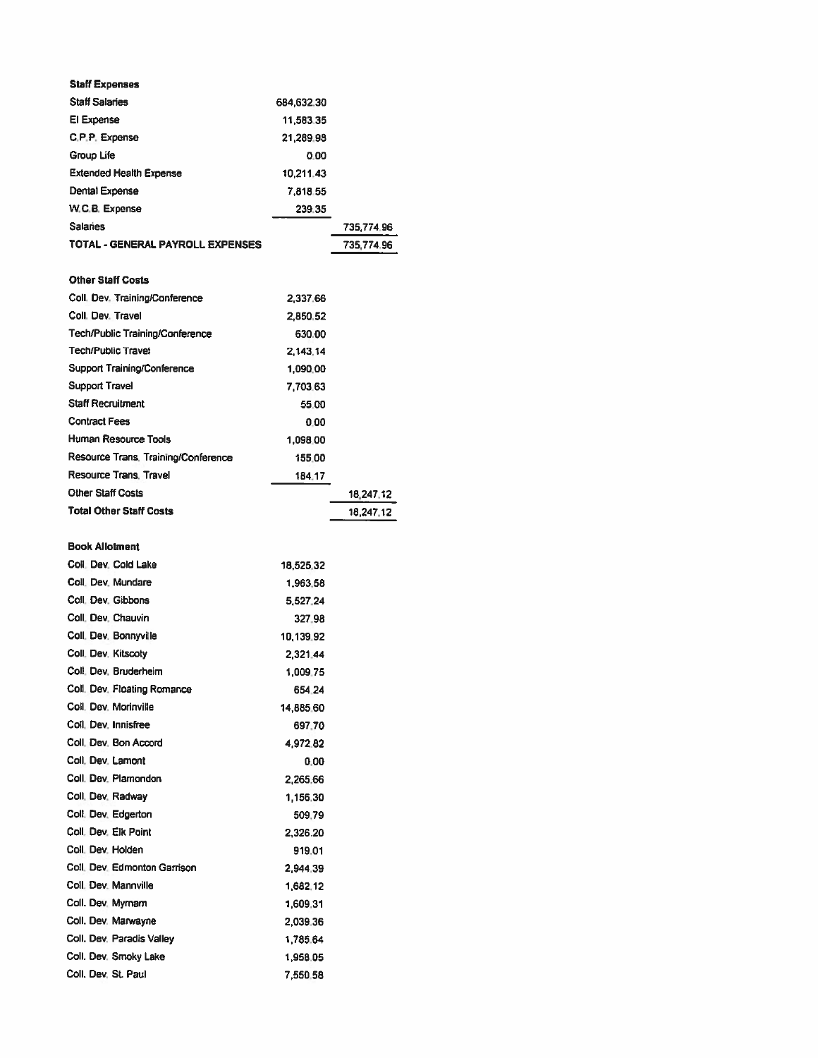**Staff Expenses**

| | | |
|---|---|---|
| Staff Salaries | 684,632.30 | |
| EI Expense | 11,583.35 | |
| C.P.P. Expense | 21,289.98 | |
| Group Life | 0.00 | |
| Extended Health Expense | 10,211.43 | |
| Dental Expense | 7,818.55 | |
| W.C.B. Expense | 239.35 | |
| Salaries | | 735,774.96 |
| **TOTAL - GENERAL PAYROLL EXPENSES** | | 735,774.96 |

**Other Staff Costs**

| | | |
|---|---|---|
| Coll. Dev. Training/Conference | 2,337.66 | |
| Coll. Dev. Travel | 2,850.52 | |
| Tech/Public Training/Conference | 630.00 | |
| Tech/Public Travel | 2,143.14 | |
| Support Training/Conference | 1,090.00 | |
| Support Travel | 7,703.63 | |
| Staff Recruitment | 55.00 | |
| Contract Fees | 0.00 | |
| Human Resource Tools | 1,098.00 | |
| Resource Trans. Training/Conference | 155.00 | |
| Resource Trans. Travel | 184.17 | |
| Other Staff Costs | | 18,247.12 |
| **Total Other Staff Costs** | | 18,247.12 |

**Book Allotment**

| | |
|---|---|
| Coll. Dev. Cold Lake | 18,525.32 |
| Coll. Dev. Mundare | 1,963.58 |
| Coll. Dev. Gibbons | 5,527.24 |
| Coll. Dev. Chauvin | 327.98 |
| Coll. Dev. Bonnyville | 10,139.92 |
| Coll. Dev. Kitscoty | 2,321.44 |
| Coll. Dev. Bruderheim | 1,009.75 |
| Coll. Dev. Floating Romance | 654.24 |
| Coll. Dev. Morinville | 14,885.60 |
| Coll. Dev. Innisfree | 697.70 |
| Coll. Dev. Bon Accord | 4,972.82 |
| Coll. Dev. Lamont | 0.00 |
| Coll. Dev. Plamondon | 2,265.66 |
| Coll. Dev. Radway | 1,156.30 |
| Coll. Dev. Edgerton | 509.79 |
| Coll. Dev. Elk Point | 2,326.20 |
| Coll. Dev. Holden | 919.01 |
| Coll. Dev. Edmonton Garrison | 2,944.39 |
| Coll. Dev. Mannville | 1,682.12 |
| Coll. Dev. Myrnam | 1,609.31 |
| Coll. Dev. Marwayne | 2,039.36 |
| Coll. Dev. Paradis Valley | 1,785.64 |
| Coll. Dev. Smoky Lake | 1,958.05 |
| Coll. Dev. St. Paul | 7,550.58 |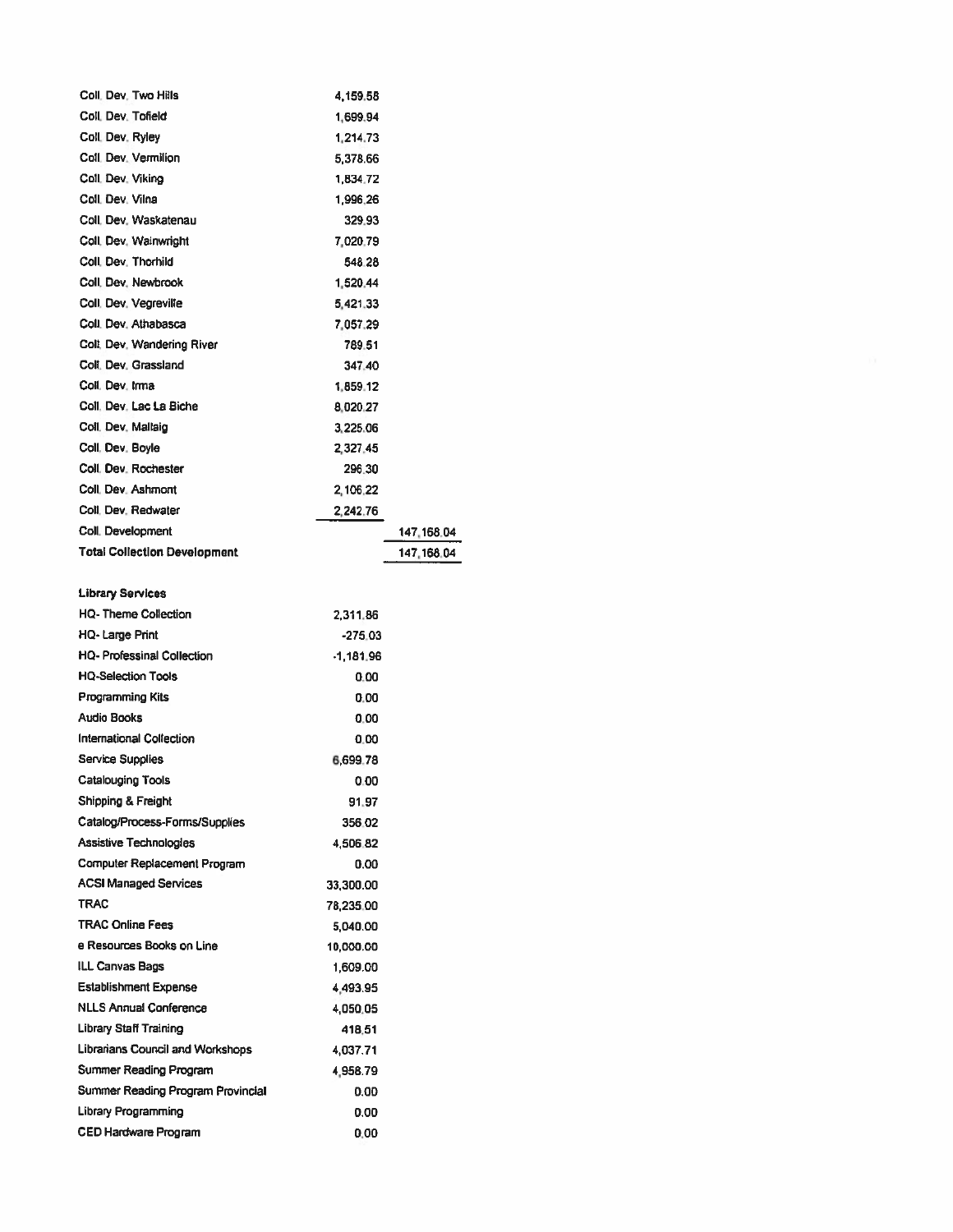| | | |
|---|---|---|
| Coll. Dev. Two Hills | 4,159.58 | |
| Coll. Dev. Tofield | 1,699.94 | |
| Coll. Dev. Ryley | 1,214.73 | |
| Coll. Dev. Vermilion | 5,378.66 | |
| Coll. Dev. Viking | 1,834.72 | |
| Coll. Dev. Vilna | 1,996.26 | |
| Coll. Dev. Waskatenau | 329.93 | |
| Coll. Dev. Wainwright | 7,020.79 | |
| Coll. Dev. Thorhild | 548.28 | |
| Coll. Dev. Newbrook | 1,520.44 | |
| Coll. Dev. Vegreville | 5,421.33 | |
| Coll. Dev. Athabasca | 7,057.29 | |
| Coll. Dev. Wandering River | 789.51 | |
| Coll. Dev. Grassland | 347.40 | |
| Coll. Dev. Irma | 1,859.12 | |
| Coll. Dev. Lac La Biche | 8,020.27 | |
| Coll. Dev. Mallaig | 3,225.06 | |
| Coll. Dev. Boyle | 2,327.45 | |
| Coll. Dev. Rochester | 296.30 | |
| Coll. Dev. Ashmont | 2,106.22 | |
| Coll. Dev. Redwater | 2,242.76 | |
| Coll. Development | | 147,168.04 |
| **Total Collection Development** | | 147,168.04 |
| | | |
| **Library Services** | | |
| HQ- Theme Collection | 2,311.86 | |
| HQ- Large Print | -275.03 | |
| HQ- Professinal Collection | -1,181.96 | |
| HQ-Selection Tools | 0.00 | |
| Programming Kits | 0.00 | |
| Audio Books | 0.00 | |
| International Collection | 0.00 | |
| Service Supplies | 6,699.78 | |
| Catalouging Tools | 0.00 | |
| Shipping & Freight | 91.97 | |
| Catalog/Process-Forms/Supplies | 356.02 | |
| Assistive Technologies | 4,506.82 | |
| Computer Replacement Program | 0.00 | |
| ACSI Managed Services | 33,300.00 | |
| TRAC | 78,235.00 | |
| TRAC Online Fees | 5,040.00 | |
| e Resources Books on Line | 10,000.00 | |
| ILL Canvas Bags | 1,609.00 | |
| Establishment Expense | 4,493.95 | |
| NLLS Annual Conference | 4,050.05 | |
| Library Staff Training | 418.51 | |
| Librarians Council and Workshops | 4,037.71 | |
| Summer Reading Program | 4,958.79 | |
| Summer Reading Program Provincial | 0.00 | |
| Library Programming | 0.00 | |
| CED Hardware Program | 0.00 | |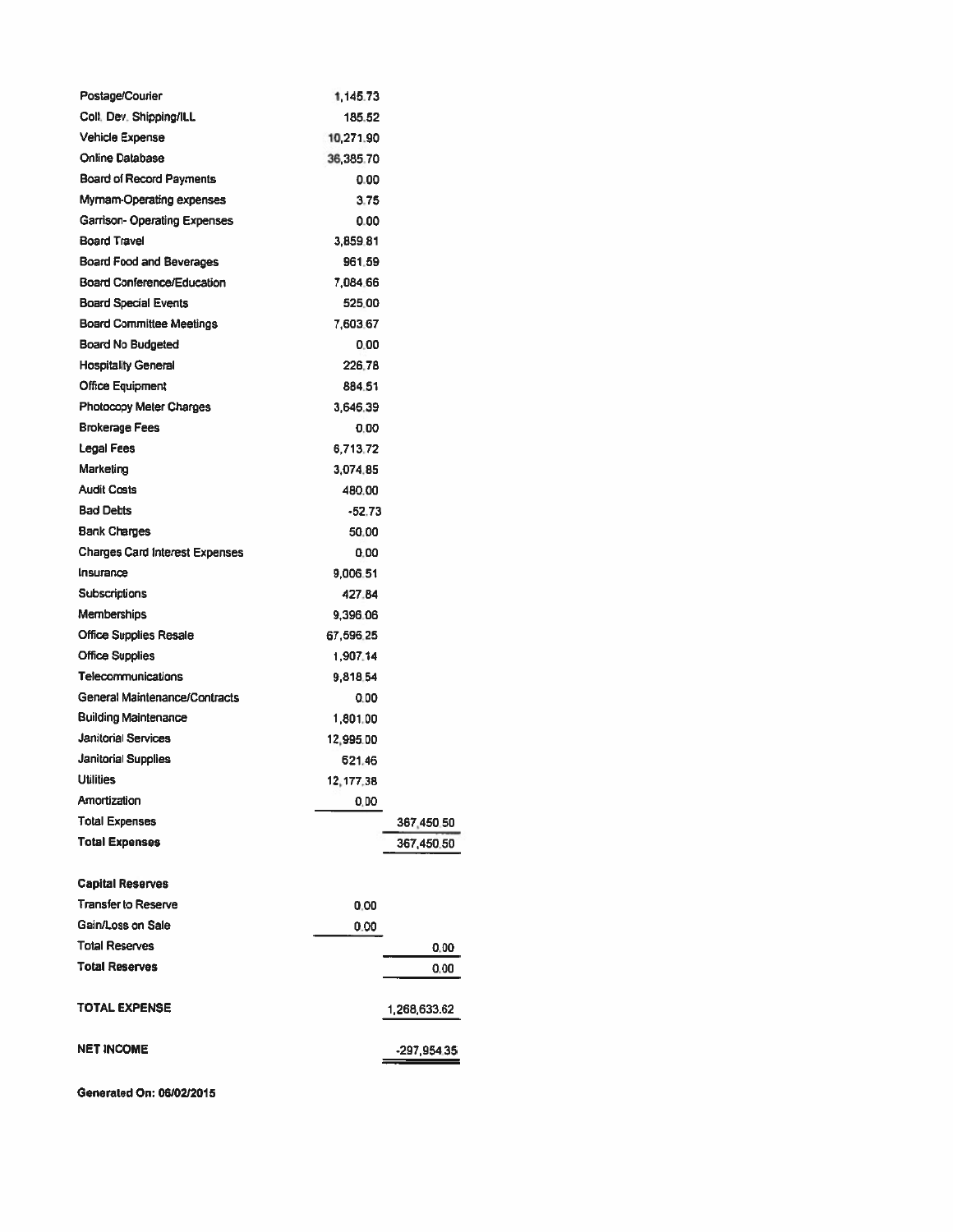| | | |
|---|---|---|
| Postage/Courier | 1,145.73 | |
| Coll. Dev. Shipping/ILL | 185.52 | |
| Vehicle Expense | 10,271.90 | |
| Online Database | 36,385.70 | |
| Board of Record Payments | 0.00 | |
| Myrnam-Operating expenses | 3.75 | |
| Garrison- Operating Expenses | 0.00 | |
| Board Travel | 3,859.81 | |
| Board Food and Beverages | 961.59 | |
| Board Conference/Education | 7,084.66 | |
| Board Special Events | 525.00 | |
| Board Committee Meetings | 7,603.67 | |
| Board No Budgeted | 0.00 | |
| Hospitality General | 226.78 | |
| Office Equipment | 884.51 | |
| Photocopy Meter Charges | 3,646.39 | |
| Brokerage Fees | 0.00 | |
| Legal Fees | 6,713.72 | |
| Marketing | 3,074.85 | |
| Audit Costs | 480.00 | |
| Bad Debts | -52.73 | |
| Bank Charges | 50.00 | |
| Charges Card Interest Expenses | 0.00 | |
| Insurance | 9,006.51 | |
| Subscriptions | 427.84 | |
| Memberships | 9,396.06 | |
| Office Supplies Resale | 67,596.25 | |
| Office Supplies | 1,907.14 | |
| Telecommunications | 9,818.54 | |
| General Maintenance/Contracts | 0.00 | |
| Building Maintenance | 1,801.00 | |
| Janitorial Services | 12,995.00 | |
| Janitorial Supplies | 621.46 | |
| Utilities | 12,177.38 | |
| Amortization | 0.00 | |
| Total Expenses | | 367,450.50 |
| **Total Expenses** | | 367,450.50 |
| | | |
| **Capital Reserves** | | |
| Transfer to Reserve | 0.00 | |
| Gain/Loss on Sale | 0.00 | |
| Total Reserves | | 0.00 |
| **Total Reserves** | | 0.00 |
| | | |
| **TOTAL EXPENSE** | | 1,268,633.62 |
| | | |
| **NET INCOME** | | -297,954.35 |

**Generated On: 06/02/2015**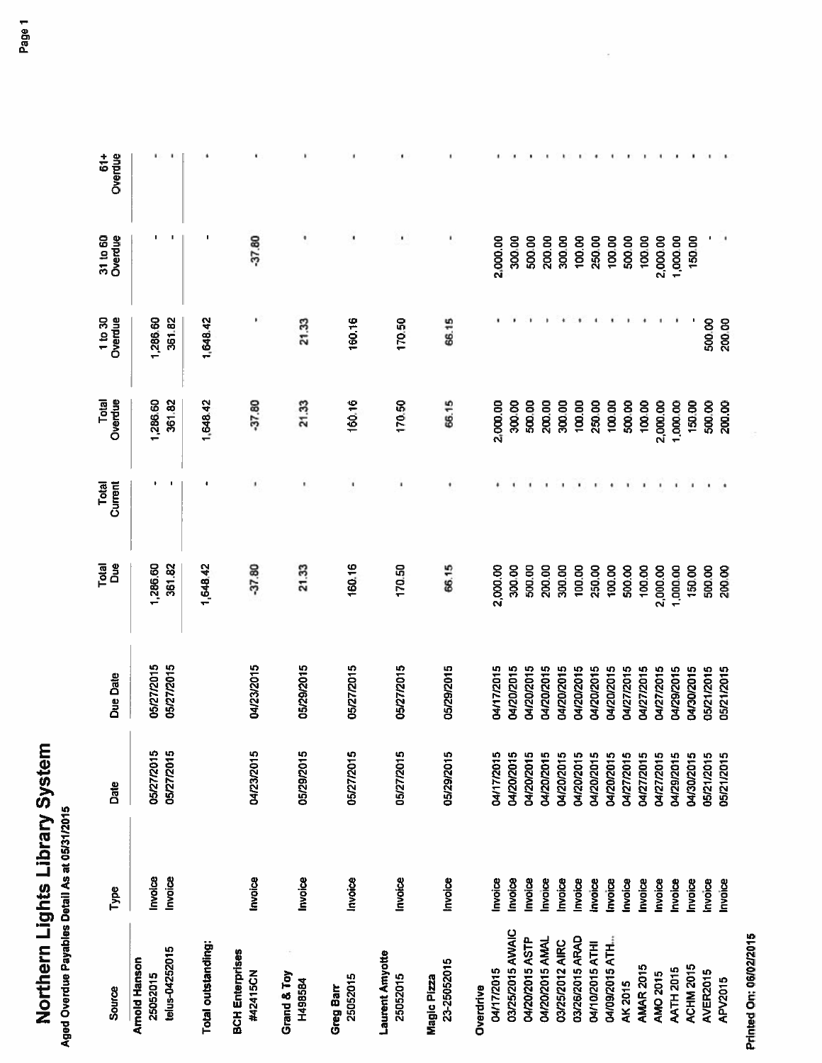# Northern Lights Library System

**Aged Overdue Payables Detail As at 05/31/2015**

| Source | Type | Date | Due Date | Total Due | Total Current | Total Overdue | 1 to 30 Overdue | 31 to 60 Overdue | 61+ Overdue |
|---|---|---|---|---|---|---|---|---|---|
| **Arnold Hanson** | | | | | | | | | |
| 25052015 | Invoice | 05/27/2015 | 05/27/2015 | 1,286.60 | - | 1,286.60 | 1,286.60 | - | - |
| telus-04252015 | Invoice | 05/27/2015 | 05/27/2015 | 361.82 | - | 361.82 | 361.82 | - | - |
| **Total outstanding:** | | | | 1,648.42 | - | 1,648.42 | 1,648.42 | - | - |
| **BCH Enterprises** | | | | | | | | | |
| #42415CN | Invoice | 04/23/2015 | 04/23/2015 | -37.80 | - | -37.80 | - | -37.80 | - |
| **Grand & Toy** | | | | | | | | | |
| H49858​4 | Invoice | 05/29/2015 | 05/29/2015 | 21.33 | - | 21.33 | 21.33 | - | - |
| **Greg Barr** | | | | | | | | | |
| 25052015 | Invoice | 05/27/2015 | 05/27/2015 | 160.16 | - | 160.16 | 160.16 | - | - |
| **Laurent Amyotte** | | | | | | | | | |
| 25052015 | Invoice | 05/27/2015 | 05/27/2015 | 170.50 | - | 170.50 | 170.50 | - | - |
| **Magic Pizza** | | | | | | | | | |
| 23-25052015 | Invoice | 05/29/2015 | 05/29/2015 | 66.15 | - | 66.15 | 66.15 | - | - |
| **Overdrive** | | | | | | | | | |
| 04/17/2015 | Invoice | 04/17/2015 | 04/17/2015 | 2,000.00 | - | 2,000.00 | - | 2,000.00 | - |
| 03/25/2015 AWAIC | Invoice | 04/20/2015 | 04/20/2015 | 300.00 | - | 300.00 | - | 300.00 | - |
| 04/20/2015 ASTP | Invoice | 04/20/2015 | 04/20/2015 | 500.00 | - | 500.00 | - | 500.00 | - |
| 04/20/2015 AMAL | Invoice | 04/20/2015 | 04/20/2015 | 200.00 | - | 200.00 | - | 200.00 | - |
| 03/25/2012 AIRC | Invoice | 04/20/2015 | 04/20/2015 | 300.00 | - | 300.00 | - | 300.00 | - |
| 03/26/2015 ARAD | Invoice | 04/20/2015 | 04/20/2015 | 100.00 | - | 100.00 | - | 100.00 | - |
| 04/10/2015 ATHI | Invoice | 04/20/2015 | 04/20/2015 | 250.00 | - | 250.00 | - | 250.00 | - |
| 04/09/2015 ATH... | Invoice | 04/20/2015 | 04/20/2015 | 100.00 | - | 100.00 | - | 100.00 | - |
| AK 2015 | Invoice | 04/27/2015 | 04/27/2015 | 500.00 | - | 500.00 | - | 500.00 | - |
| AMAR 2015 | Invoice | 04/27/2015 | 04/27/2015 | 100.00 | - | 100.00 | - | 100.00 | - |
| AMO 2015 | Invoice | 04/27/2015 | 04/27/2015 | 2,000.00 | - | 2,000.00 | - | 2,000.00 | - |
| AATH 2015 | Invoice | 04/29/2015 | 04/29/2015 | 1,000.00 | - | 1,000.00 | - | 1,000.00 | - |
| ACHM 2015 | Invoice | 04/30/2015 | 04/30/2015 | 150.00 | - | 150.00 | - | 150.00 | - |
| AVER2015 | Invoice | 05/21/2015 | 05/21/2015 | 500.00 | - | 500.00 | 500.00 | - | - |
| APV2015 | Invoice | 05/21/2015 | 05/21/2015 | 200.00 | - | 200.00 | 200.00 | - | - |

Printed On: 06/02/2015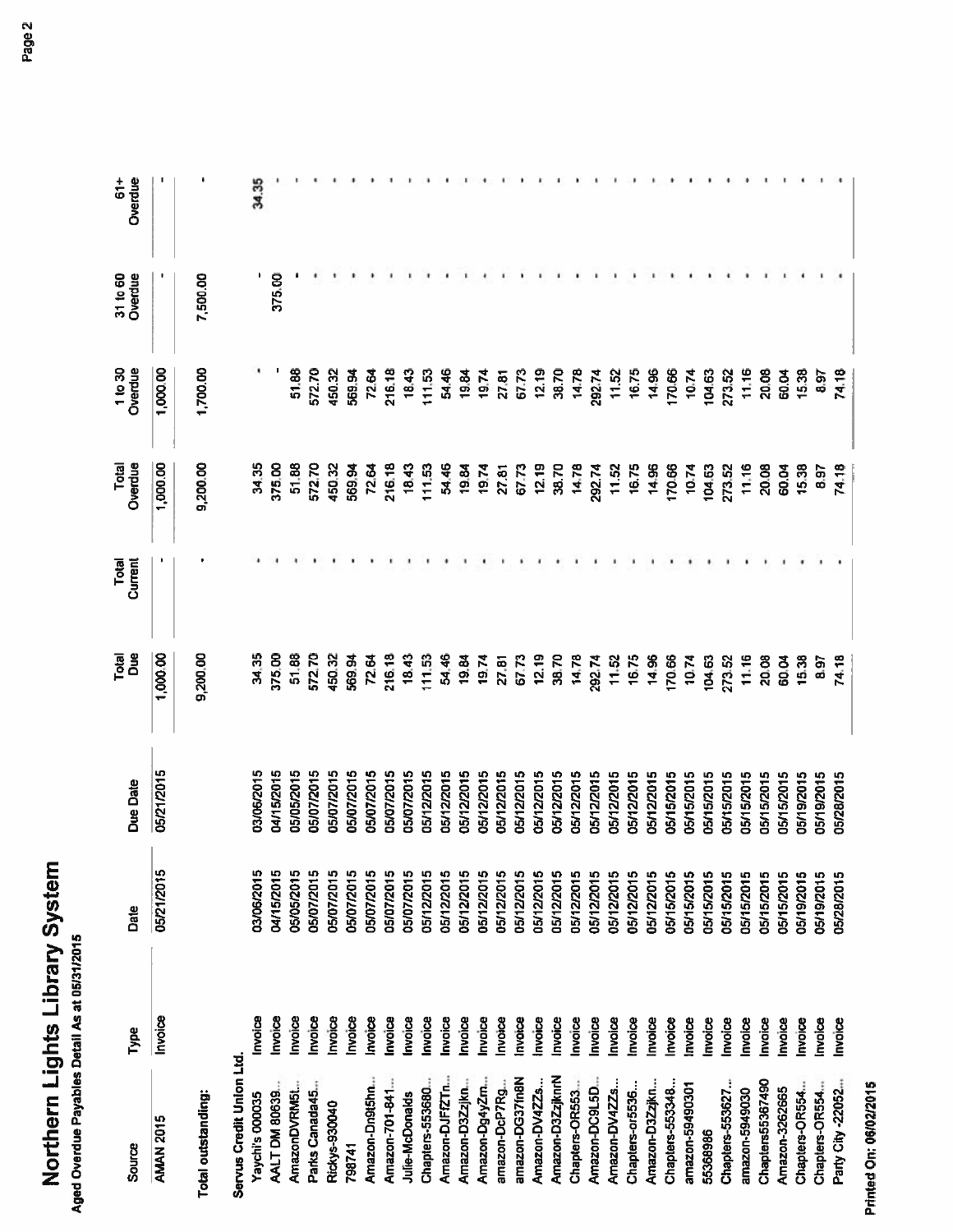# Northern Lights Library System

**Aged Overdue Payables Detail As at 05/31/2015**

| Source | Type | Date | Due Date | Total Due | Total Current | Total Overdue | 1 to 30 Overdue | 31 to 60 Overdue | 61+ Overdue |
|---|---|---|---|---|---|---|---|---|---|
| AMAN 2015 | Invoice | 05/21/2015 | 05/21/2015 | 1,000.00 | - | 1,000.00 | 1,000.00 | - | - |
| Total outstanding: | | | | 9,200.00 | - | 9,200.00 | 1,700.00 | 7,500.00 | - |
| **Servus Credit Union Ltd.** | | | | | | | | | |
| Yaychi's 000035 | Invoice | 03/06/2015 | 03/06/2015 | 34.35 | - | 34.35 | - | - | 34.35 |
| AALT DM 80639... | Invoice | 04/15/2015 | 04/15/2015 | 375.00 | - | 375.00 | - | 375.00 | - |
| AmazonDVRM5t... | Invoice | 05/05/2015 | 05/05/2015 | 51.88 | - | 51.88 | 51.88 | - | - |
| Parks Canada45... | Invoice | 05/07/2015 | 05/07/2015 | 572.70 | - | 572.70 | 572.70 | - | - |
| Rickys-930040 | Invoice | 05/07/2015 | 05/07/2015 | 450.32 | - | 450.32 | 450.32 | - | - |
| 798741 | Invoice | 05/07/2015 | 05/07/2015 | 569.94 | - | 569.94 | 569.94 | - | - |
| Amazon-Dn9t5hn... | Invoice | 05/07/2015 | 05/07/2015 | 72.64 | - | 72.64 | 72.64 | - | - |
| Amazon-701-841... | Invoice | 05/07/2015 | 05/07/2015 | 216.18 | - | 216.18 | 216.18 | - | - |
| Julie-McDonalds | Invoice | 05/07/2015 | 05/07/2015 | 18.43 | - | 18.43 | 18.43 | - | - |
| Chapters-553680... | Invoice | 05/12/2015 | 05/12/2015 | 111.53 | - | 111.53 | 111.53 | - | - |
| Amazon-DJFZTn... | Invoice | 05/12/2015 | 05/12/2015 | 54.46 | - | 54.46 | 54.46 | - | - |
| Amazon-D3Zzjkn... | Invoice | 05/12/2015 | 05/12/2015 | 19.84 | - | 19.84 | 19.84 | - | - |
| Amazon-Dg4yZm... | Invoice | 05/12/2015 | 05/12/2015 | 19.74 | - | 19.74 | 19.74 | - | - |
| amazon-DcP7Rg... | Invoice | 05/12/2015 | 05/12/2015 | 27.81 | - | 27.81 | 27.81 | - | - |
| amazon-DG37fn8N | Invoice | 05/12/2015 | 05/12/2015 | 67.73 | - | 67.73 | 67.73 | - | - |
| Amazon-DV4ZZs... | Invoice | 05/12/2015 | 05/12/2015 | 12.19 | - | 12.19 | 12.19 | - | - |
| Amazon-D3ZzjknrN | Invoice | 05/12/2015 | 05/12/2015 | 38.70 | - | 38.70 | 38.70 | - | - |
| Chapters-OR553... | Invoice | 05/12/2015 | 05/12/2015 | 14.78 | - | 14.78 | 14.78 | - | - |
| Amazon-DC9L5D... | Invoice | 05/12/2015 | 05/12/2015 | 292.74 | - | 292.74 | 292.74 | - | - |
| Amazon-DV4ZZs... | Invoice | 05/12/2015 | 05/12/2015 | 11.52 | - | 11.52 | 11.52 | - | - |
| Chapters-or5536... | Invoice | 05/12/2015 | 05/12/2015 | 16.75 | - | 16.75 | 16.75 | - | - |
| Amazon-D3Zzjkn... | Invoice | 05/12/2015 | 05/12/2015 | 14.96 | - | 14.96 | 14.96 | - | - |
| Chapters-553348... | Invoice | 05/15/2015 | 05/15/2015 | 170.66 | - | 170.66 | 170.66 | - | - |
| amazon-59490301 | Invoice | 05/15/2015 | 05/15/2015 | 10.74 | - | 10.74 | 10.74 | - | - |
| 55368986 | Invoice | 05/15/2015 | 05/15/2015 | 104.63 | - | 104.63 | 104.63 | - | - |
| Chapters-553627... | Invoice | 05/15/2015 | 05/15/2015 | 273.52 | - | 273.52 | 273.52 | - | - |
| amazon-5949030 | Invoice | 05/15/2015 | 05/15/2015 | 11.16 | - | 11.16 | 11.16 | - | - |
| Chapters55367490 | Invoice | 05/15/2015 | 05/15/2015 | 20.08 | - | 20.08 | 20.08 | - | - |
| Amazon-3262665 | Invoice | 05/15/2015 | 05/15/2015 | 60.04 | - | 60.04 | 60.04 | - | - |
| Chapters-OR554... | Invoice | 05/19/2015 | 05/19/2015 | 15.38 | - | 15.38 | 15.38 | - | - |
| Chapters-OR554... | Invoice | 05/19/2015 | 05/19/2015 | 8.97 | - | 8.97 | 8.97 | - | - |
| Party City -22052... | Invoice | 05/28/2015 | 05/28/2015 | 74.18 | - | 74.18 | 74.18 | - | - |

Printed On: 06/02/2015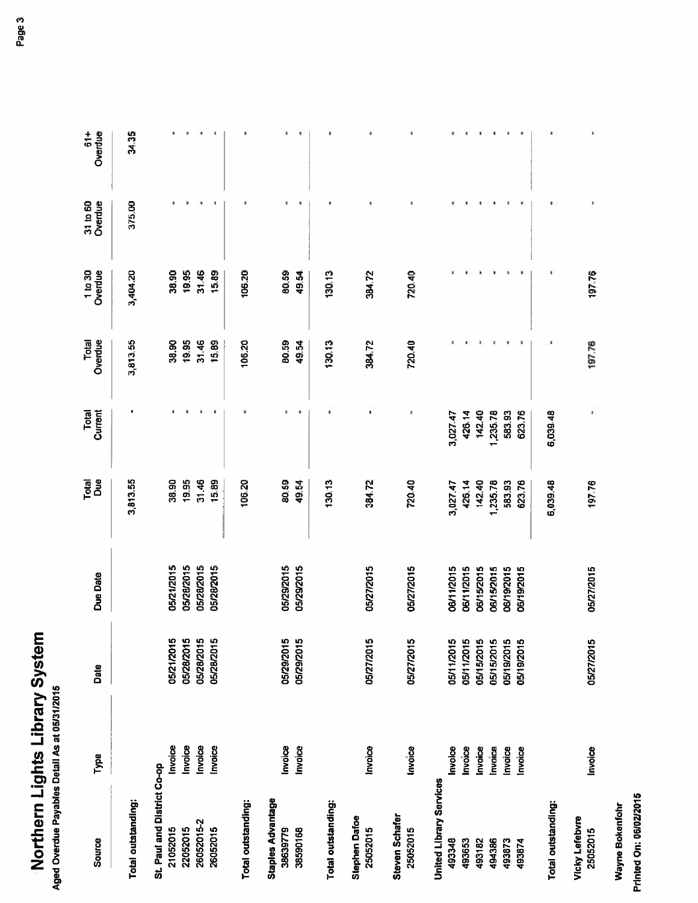# Northern Lights Library System

Aged Overdue Payables Detail As at 05/31/2015

| Source | Type | Date | Due Date | Total Due | Total Current | Total Overdue | 1 to 30 Overdue | 31 to 60 Overdue | 61+ Overdue |
|---|---|---|---|---|---|---|---|---|---|
| Total outstanding: | | | | 3,813.55 | - | 3,813.55 | 3,404.20 | 375.00 | 34.35 |
| **St. Paul and District Co-op** | | | | | | | | | |
| 21052015 | Invoice | 05/21/2015 | 05/21/2015 | 38.90 | - | 38.90 | 38.90 | - | - |
| 22052015 | Invoice | 05/28/2015 | 05/28/2015 | 19.95 | - | 19.95 | 19.95 | - | - |
| 26052015-2 | Invoice | 05/28/2015 | 05/28/2015 | 31.46 | - | 31.46 | 31.46 | - | - |
| 26052015 | Invoice | 05/28/2015 | 05/28/2015 | 15.89 | - | 15.89 | 15.89 | - | - |
| Total outstanding: | | | | 106.20 | - | 106.20 | 106.20 | - | - |
| **Staples Advantage** | | | | | | | | | |
| 38639779 | Invoice | 05/29/2015 | 05/29/2015 | 80.59 | - | 80.59 | 80.59 | - | - |
| 38590168 | Invoice | 05/29/2015 | 05/29/2015 | 49.54 | - | 49.54 | 49.54 | - | - |
| Total outstanding: | | | | 130.13 | - | 130.13 | 130.13 | - | - |
| **Stephen Dafoe** | | | | | | | | | |
| 25052015 | Invoice | 05/27/2015 | 05/27/2015 | 384.72 | - | 384.72 | 384.72 | - | - |
| **Steven Schafer** | | | | | | | | | |
| 25052015 | Invoice | 05/27/2015 | 05/27/2015 | 720.40 | - | 720.40 | 720.40 | - | - |
| **United Library Services** | | | | | | | | | |
| 493348 | Invoice | 05/11/2015 | 06/11/2015 | 3,027.47 | 3,027.47 | - | - | - | - |
| 493653 | Invoice | 05/11/2015 | 06/11/2015 | 426.14 | 426.14 | - | - | - | - |
| 493182 | Invoice | 05/15/2015 | 06/15/2015 | 142.40 | 142.40 | - | - | - | - |
| 494386 | Invoice | 05/15/2015 | 06/15/2015 | 1,235.78 | 1,235.78 | - | - | - | - |
| 493873 | Invoice | 05/19/2015 | 06/19/2015 | 583.93 | 583.93 | - | - | - | - |
| 493874 | Invoice | 05/19/2015 | 06/19/2015 | 623.76 | 623.76 | - | - | - | - |
| Total outstanding: | | | | 6,039.48 | 6,039.48 | - | - | - | - |
| **Vicky Lefebvre** | | | | | | | | | |
| 25052015 | Invoice | 05/27/2015 | 05/27/2015 | 197.76 | - | 197.76 | 197.76 | - | - |

Wayne Bokenfohr

Printed On: 06/02/2015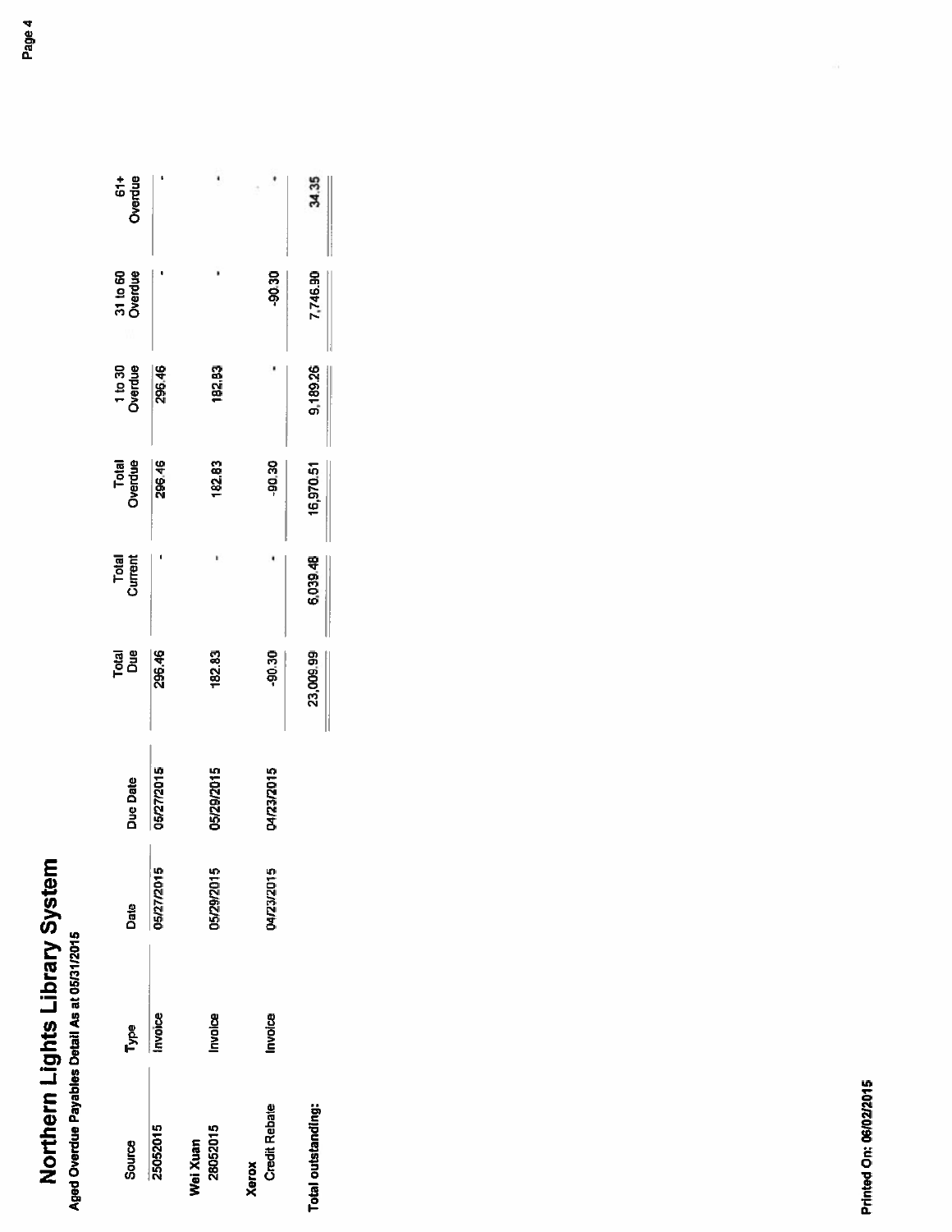# Northern Lights Library System

**Aged Overdue Payables Detail As at 05/31/2015**

| Source | Type | Date | Due Date | Total Due | Total Current | Total Overdue | 1 to 30 Overdue | 31 to 60 Overdue | 61+ Overdue |
|---|---|---|---|---|---|---|---|---|---|
| 25052015 | Invoice | 05/27/2015 | 05/27/2015 | 296.46 | - | 296.46 | 296.46 | - | - |
| **Wei Xuan** | | | | | | | | | |
| 28052015 | Invoice | 05/29/2015 | 05/29/2015 | 182.83 | - | 182.83 | 182.83 | - | - |
| **Xerox** | | | | | | | | | |
| Credit Rebate | Invoice | 04/23/2015 | 04/23/2015 | -90.30 | - | -90.30 | - | -90.30 | - |
| **Total outstanding:** | | | | 23,009.99 | 6,039.48 | 16,970.51 | 9,189.26 | 7,746.90 | 34.35 |

**Printed On: 06/02/2015**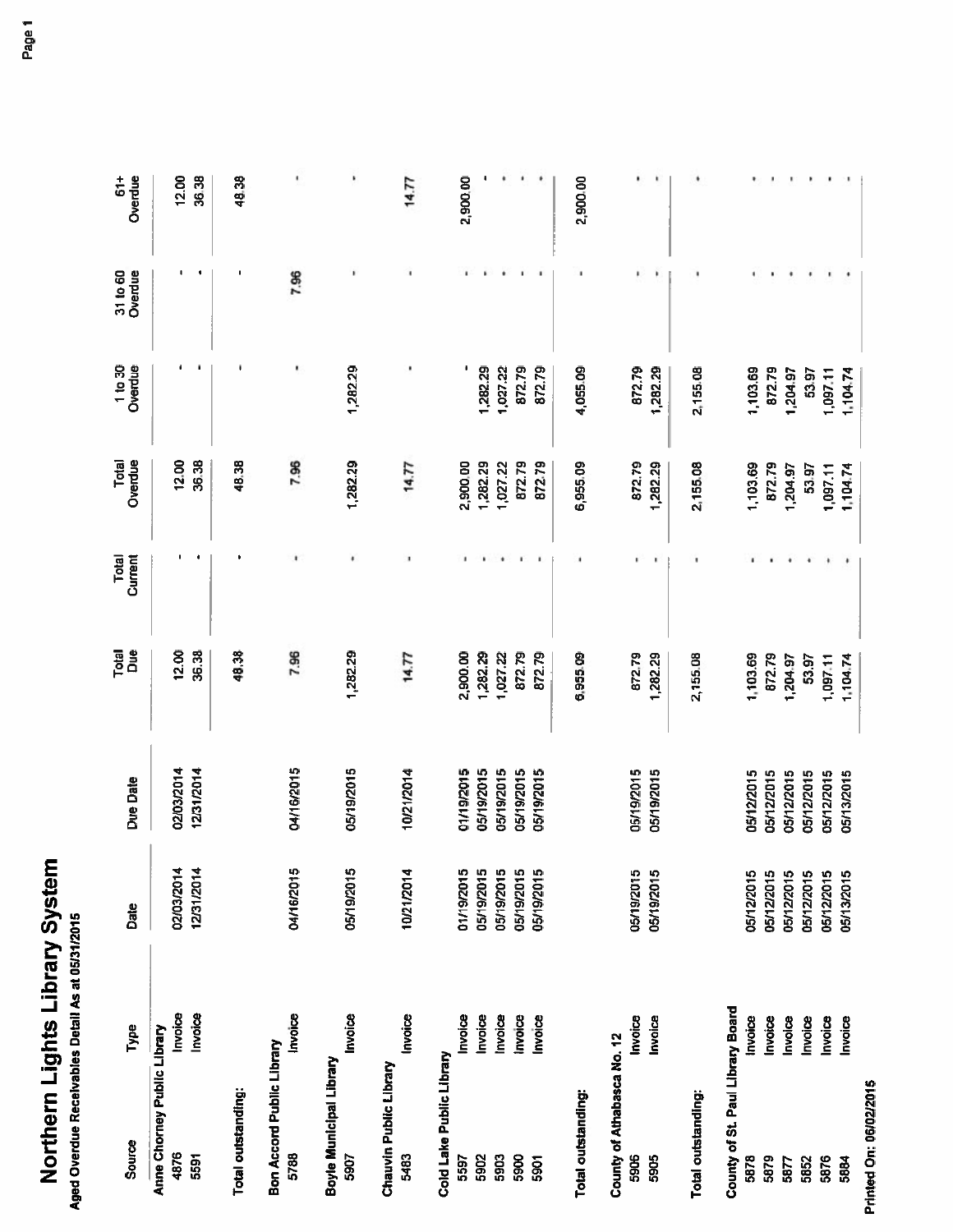# Northern Lights Library System

**Aged Overdue Receivables Detail As at 05/31/2015**

| Source | Type | Date | Due Date | Total Due | Total Current | Total Overdue | 1 to 30 Overdue | 31 to 60 Overdue | 61+ Overdue |
|---|---|---|---|---|---|---|---|---|---|
| **Anne Chorney Public Library** | | | | | | | | | |
| 4876 | Invoice | 02/03/2014 | 02/03/2014 | 12.00 | - | 12.00 | - | - | 12.00 |
| 5591 | Invoice | 12/31/2014 | 12/31/2014 | 36.38 | - | 36.38 | - | - | 36.38 |
| Total outstanding: | | | | 48.38 | - | 48.38 | - | - | 48.38 |
| **Bon Accord Public Library** | | | | | | | | | |
| 5788 | Invoice | 04/16/2015 | 04/16/2015 | 7.96 | - | 7.96 | - | 7.96 | - |
| **Boyle Municipal Library** | | | | | | | | | |
| 5907 | Invoice | 05/19/2015 | 05/19/2015 | 1,282.29 | - | 1,282.29 | 1,282.29 | - | - |
| **Chauvin Public Library** | | | | | | | | | |
| 5463 | Invoice | 10/21/2014 | 10/21/2014 | 14.77 | - | 14.77 | - | - | 14.77 |
| **Cold Lake Public Library** | | | | | | | | | |
| 5597 | Invoice | 01/19/2015 | 01/19/2015 | 2,900.00 | - | 2,900.00 | - | - | 2,900.00 |
| 5902 | Invoice | 05/19/2015 | 05/19/2015 | 1,282.29 | - | 1,282.29 | 1,282.29 | - | - |
| 5903 | Invoice | 05/19/2015 | 05/19/2015 | 1,027.22 | - | 1,027.22 | 1,027.22 | - | - |
| 5900 | Invoice | 05/19/2015 | 05/19/2015 | 872.79 | - | 872.79 | 872.79 | - | - |
| 5901 | Invoice | 05/19/2015 | 05/19/2015 | 872.79 | - | 872.79 | 872.79 | - | - |
| Total outstanding: | | | | 6,955.09 | - | 6,955.09 | 4,055.09 | - | 2,900.00 |
| **County of Athabasca No. 12** | | | | | | | | | |
| 5906 | Invoice | 05/19/2015 | 05/19/2015 | 872.79 | - | 872.79 | 872.79 | - | - |
| 5905 | Invoice | 05/19/2015 | 05/19/2015 | 1,282.29 | - | 1,282.29 | 1,282.29 | - | - |
| Total outstanding: | | | | 2,155.08 | - | 2,155.08 | 2,155.08 | - | - |
| **County of St. Paul Library Board** | | | | | | | | | |
| 5878 | Invoice | 05/12/2015 | 05/12/2015 | 1,103.69 | - | 1,103.69 | 1,103.69 | - | - |
| 5879 | Invoice | 05/12/2015 | 05/12/2015 | 872.79 | - | 872.79 | 872.79 | - | - |
| 5877 | Invoice | 05/12/2015 | 05/12/2015 | 1,204.97 | - | 1,204.97 | 1,204.97 | - | - |
| 5852 | Invoice | 05/12/2015 | 05/12/2015 | 53.97 | - | 53.97 | 53.97 | - | - |
| 5876 | Invoice | 05/12/2015 | 05/12/2015 | 1,097.11 | - | 1,097.11 | 1,097.11 | - | - |
| 5884 | Invoice | 05/13/2015 | 05/13/2015 | 1,104.74 | - | 1,104.74 | 1,104.74 | - | - |

Printed On: 06/02/2015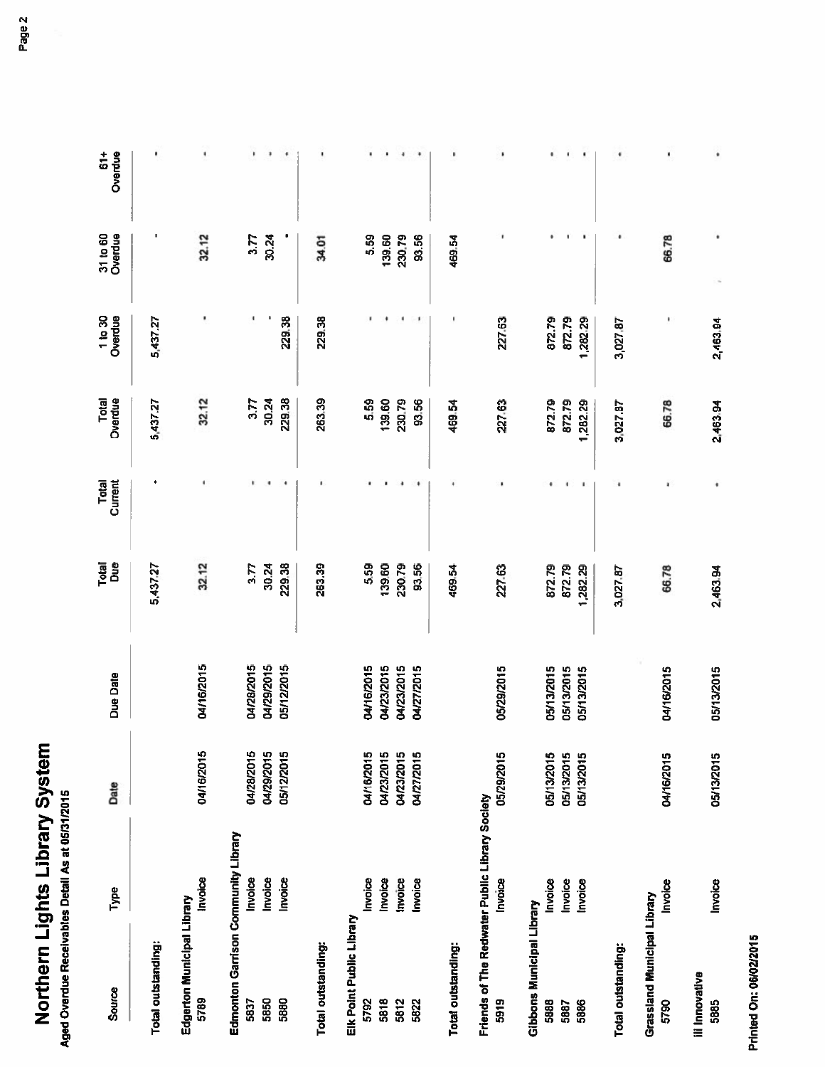# Northern Lights Library System

**Aged Overdue Receivables Detail As at 05/31/2015**

| Source | Type | Date | Due Date | Total Due | Total Current | Total Overdue | 1 to 30 Overdue | 31 to 60 Overdue | 61+ Overdue |
|---|---|---|---|---|---|---|---|---|---|
| **Total outstanding:** | | | | 5,437.27 | - | 5,437.27 | 5,437.27 | - | - |
| **Edgerton Municipal Library** | | | | | | | | | |
| 5789 | Invoice | 04/16/2015 | 04/16/2015 | 32.12 | - | 32.12 | - | 32.12 | - |
| **Edmonton Garrison Community Library** | | | | | | | | | |
| 5837 | Invoice | 04/28/2015 | 04/28/2015 | 3.77 | - | 3.77 | - | 3.77 | - |
| 5850 | Invoice | 04/29/2015 | 04/29/2015 | 30.24 | - | 30.24 | - | 30.24 | - |
| 5880 | Invoice | 05/12/2015 | 05/12/2015 | 229.38 | - | 229.38 | 229.38 | - | - |
| **Total outstanding:** | | | | 263.39 | - | 263.39 | 229.38 | 34.01 | - |
| **Elk Point Public Library** | | | | | | | | | |
| 5792 | Invoice | 04/16/2015 | 04/16/2015 | 5.59 | - | 5.59 | - | 5.59 | - |
| 5818 | Invoice | 04/23/2015 | 04/23/2015 | 139.60 | - | 139.60 | - | 139.60 | - |
| 5812 | Invoice | 04/23/2015 | 04/23/2015 | 230.79 | - | 230.79 | - | 230.79 | - |
| 5822 | Invoice | 04/27/2015 | 04/27/2015 | 93.56 | - | 93.56 | - | 93.56 | - |
| **Total outstanding:** | | | | 469.54 | - | 469.54 | - | 469.54 | - |
| **Friends of The Redwater Public Library Society** | | | | | | | | | |
| 5919 | Invoice | 05/29/2015 | 05/29/2015 | 227.63 | - | 227.63 | 227.63 | - | - |
| **Gibbons Municipal Library** | | | | | | | | | |
| 5888 | Invoice | 05/13/2015 | 05/13/2015 | 872.79 | - | 872.79 | 872.79 | - | - |
| 5887 | Invoice | 05/13/2015 | 05/13/2015 | 872.79 | - | 872.79 | 872.79 | - | - |
| 5886 | Invoice | 05/13/2015 | 05/13/2015 | 1,282.29 | - | 1,282.29 | 1,282.29 | - | - |
| **Total outstanding:** | | | | 3,027.87 | - | 3,027.87 | 3,027.87 | - | - |
| **Grassland Municipal Library** | | | | | | | | | |
| 5790 | Invoice | 04/16/2015 | 04/16/2015 | 66.78 | - | 66.78 | - | 66.78 | - |
| **iii Innovative** | | | | | | | | | |
| 5885 | Invoice | 05/13/2015 | 05/13/2015 | 2,463.94 | - | 2,463.94 | 2,463.94 | - | - |

Printed On: 06/02/2015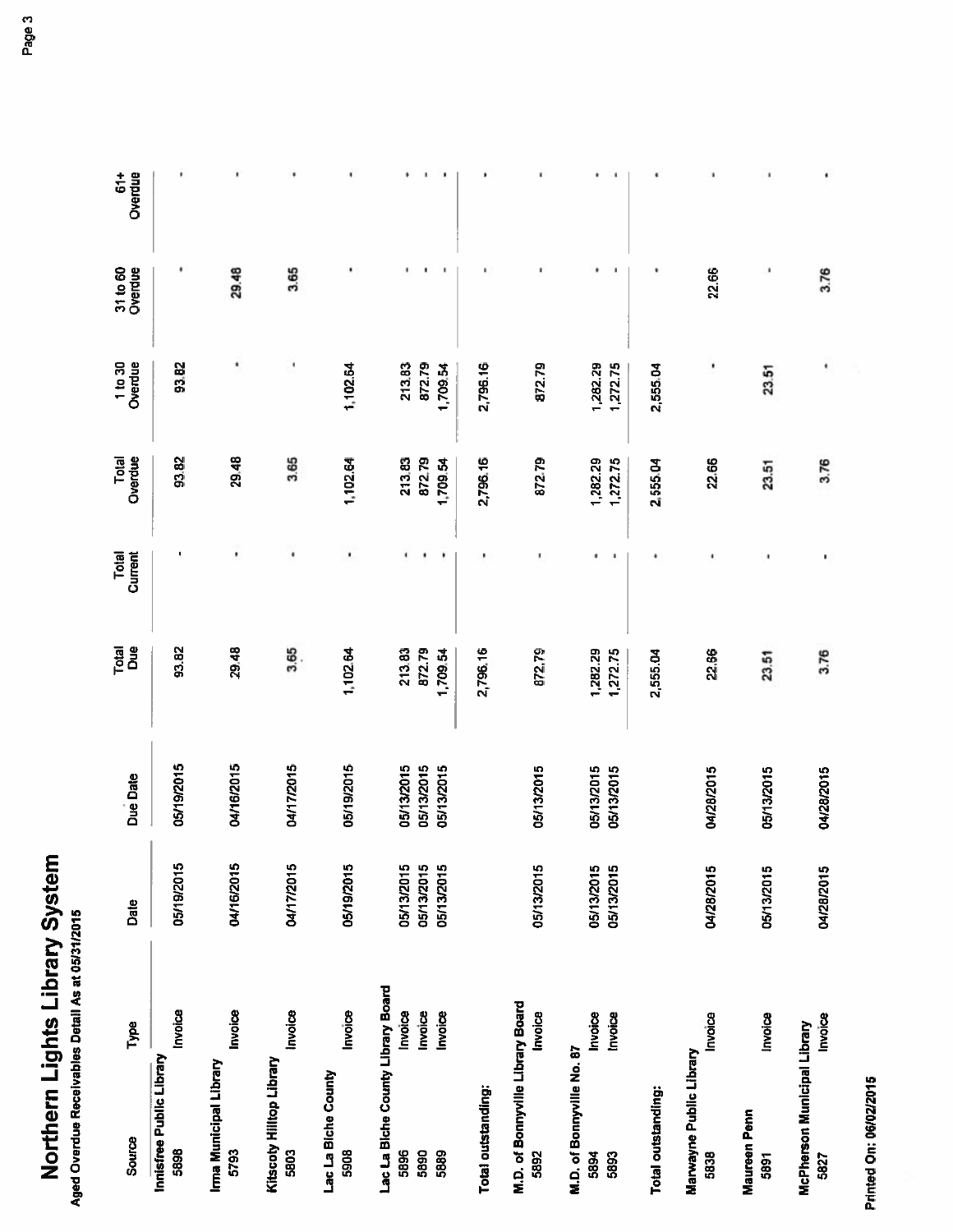# Northern Lights Library System

**Aged Overdue Receivables Detail As at 05/31/2015**

| Source | Type | Date | Due Date | Total Due | Total Current | Total Overdue | 1 to 30 Overdue | 31 to 60 Overdue | 61+ Overdue |
|---|---|---|---|---|---|---|---|---|---|
| **Innisfree Public Library** | | | | | | | | | |
| 5898 | Invoice | 05/19/2015 | 05/19/2015 | 93.82 | - | 93.82 | 93.82 | - | - |
| **Irma Municipal Library** | | | | | | | | | |
| 5793 | Invoice | 04/16/2015 | 04/16/2015 | 29.48 | - | 29.48 | - | 29.48 | - |
| **Kitscoty Hilltop Library** | | | | | | | | | |
| 5803 | Invoice | 04/17/2015 | 04/17/2015 | 3.65 | - | 3.65 | - | 3.65 | - |
| **Lac La Biche County** | | | | | | | | | |
| 5908 | Invoice | 05/19/2015 | 05/19/2015 | 1,102.64 | - | 1,102.64 | 1,102.64 | - | - |
| **Lac La Biche County Library Board** | | | | | | | | | |
| 5896 | Invoice | 05/13/2015 | 05/13/2015 | 213.83 | - | 213.83 | 213.83 | - | - |
| 5890 | Invoice | 05/13/2015 | 05/13/2015 | 872.79 | - | 872.79 | 872.79 | - | - |
| 5889 | Invoice | 05/13/2015 | 05/13/2015 | 1,709.54 | - | 1,709.54 | 1,709.54 | - | - |
| **Total outstanding:** | | | | 2,796.16 | - | 2,796.16 | 2,796.16 | - | - |
| **M.D. of Bonnyville Library Board** | | | | | | | | | |
| 5892 | Invoice | 05/13/2015 | 05/13/2015 | 872.79 | - | 872.79 | 872.79 | - | - |
| **M.D. of Bonnyville No. 87** | | | | | | | | | |
| 5894 | Invoice | 05/13/2015 | 05/13/2015 | 1,282.29 | - | 1,282.29 | 1,282.29 | - | - |
| 5893 | Invoice | 05/13/2015 | 05/13/2015 | 1,272.75 | - | 1,272.75 | 1,272.75 | - | - |
| **Total outstanding:** | | | | 2,555.04 | - | 2,555.04 | 2,555.04 | - | - |
| **Marwayne Public Library** | | | | | | | | | |
| 5838 | Invoice | 04/28/2015 | 04/28/2015 | 22.66 | - | 22.66 | - | 22.66 | - |
| **Maureen Penn** | | | | | | | | | |
| 5891 | Invoice | 05/13/2015 | 05/13/2015 | 23.51 | - | 23.51 | 23.51 | - | - |
| **McPherson Municipal Library** | | | | | | | | | |
| 5827 | Invoice | 04/28/2015 | 04/28/2015 | 3.76 | - | 3.76 | - | 3.76 | - |

Printed On: 06/02/2015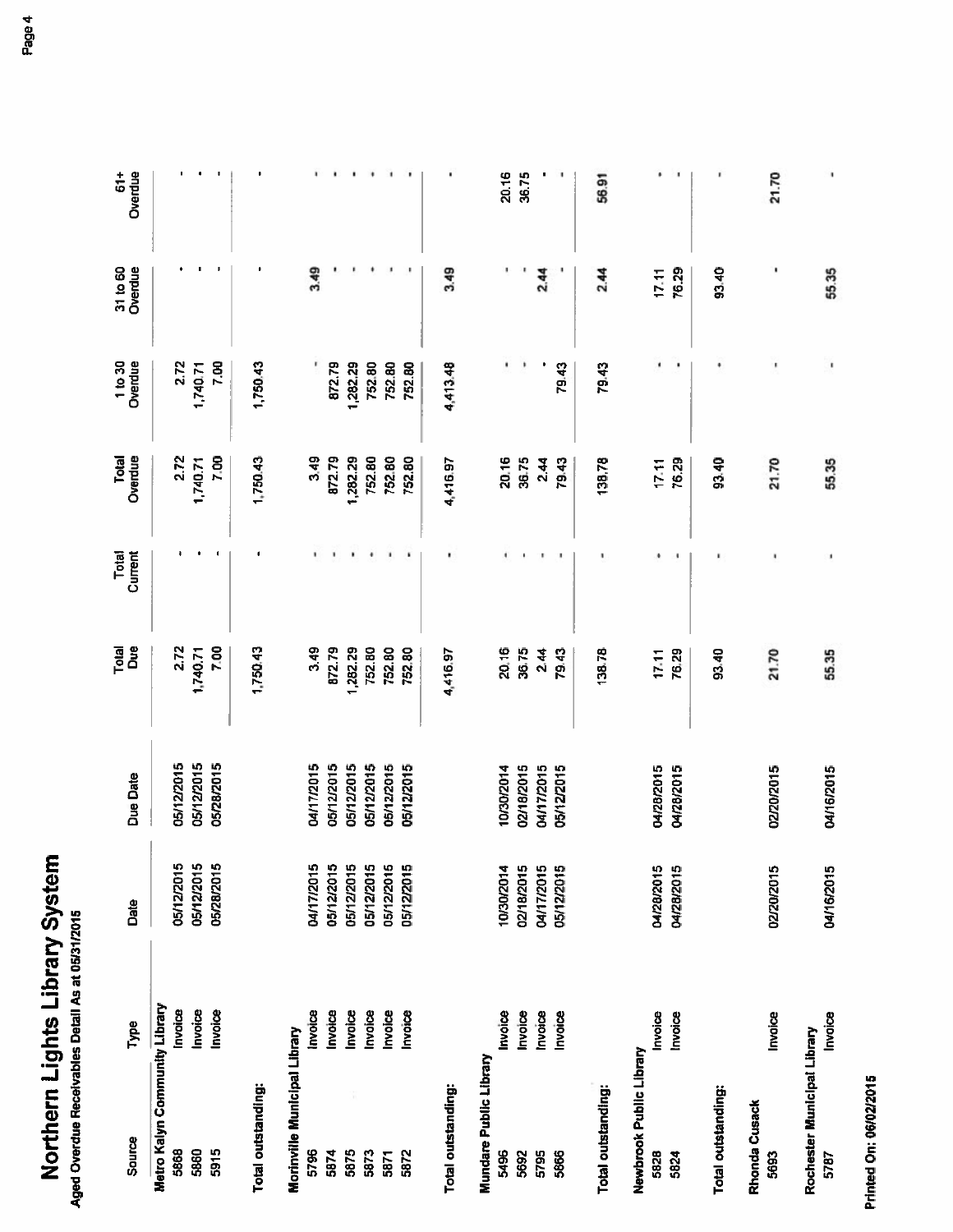# Northern Lights Library System

**Aged Overdue Receivables Detail As at 05/31/2015**

| Source | Type | Date | Due Date | Total Due | Total Current | Total Overdue | 1 to 30 Overdue | 31 to 60 Overdue | 61+ Overdue |
|---|---|---|---|---|---|---|---|---|---|
| **Metro Kalyn Community Library** | | | | | | | | | |
| 5868 | Invoice | 05/12/2015 | 05/12/2015 | 2.72 | - | 2.72 | 2.72 | - | - |
| 5860 | Invoice | 05/12/2015 | 05/12/2015 | 1,740.71 | - | 1,740.71 | 1,740.71 | - | - |
| 5915 | Invoice | 05/28/2015 | 05/28/2015 | 7.00 | - | 7.00 | 7.00 | - | - |
| **Total outstanding:** | | | | 1,750.43 | - | 1,750.43 | 1,750.43 | - | - |
| **Morinville Municipal Library** | | | | | | | | | |
| 5796 | Invoice | 04/17/2015 | 04/17/2015 | 3.49 | - | 3.49 | - | 3.49 | - |
| 5874 | Invoice | 05/12/2015 | 05/12/2015 | 872.79 | - | 872.79 | 872.79 | - | - |
| 5875 | Invoice | 05/12/2015 | 05/12/2015 | 1,282.29 | - | 1,282.29 | 1,282.29 | - | - |
| 5873 | Invoice | 05/12/2015 | 05/12/2015 | 752.80 | - | 752.80 | 752.80 | - | - |
| 5871 | Invoice | 05/12/2015 | 05/12/2015 | 752.80 | - | 752.80 | 752.80 | - | - |
| 5872 | Invoice | 05/12/2015 | 05/12/2015 | 752.80 | - | 752.80 | 752.80 | - | - |
| **Total outstanding:** | | | | 4,416.97 | - | 4,416.97 | 4,413.48 | 3.49 | - |
| **Mundare Public Library** | | | | | | | | | |
| 5496 | Invoice | 10/30/2014 | 10/30/2014 | 20.16 | - | 20.16 | - | - | 20.16 |
| 5692 | Invoice | 02/18/2015 | 02/18/2015 | 36.75 | - | 36.75 | - | - | 36.75 |
| 5795 | Invoice | 04/17/2015 | 04/17/2015 | 2.44 | - | 2.44 | - | 2.44 | - |
| 5866 | Invoice | 05/12/2015 | 05/12/2015 | 79.43 | - | 79.43 | 79.43 | - | - |
| **Total outstanding:** | | | | 138.78 | - | 138.78 | 79.43 | 2.44 | 56.91 |
| **Newbrook Public Library** | | | | | | | | | |
| 5828 | Invoice | 04/28/2015 | 04/28/2015 | 17.11 | - | 17.11 | - | 17.11 | - |
| 5824 | Invoice | 04/28/2015 | 04/28/2015 | 76.29 | - | 76.29 | - | 76.29 | - |
| **Total outstanding:** | | | | 93.40 | - | 93.40 | - | 93.40 | - |
| **Rhonda Cusack** | | | | | | | | | |
| 5693 | Invoice | 02/20/2015 | 02/20/2015 | 21.70 | - | 21.70 | - | - | 21.70 |
| **Rochester Municipal Library** | | | | | | | | | |
| 5787 | Invoice | 04/16/2015 | 04/16/2015 | 55.35 | - | 55.35 | - | 55.35 | - |

Printed On: 06/02/2015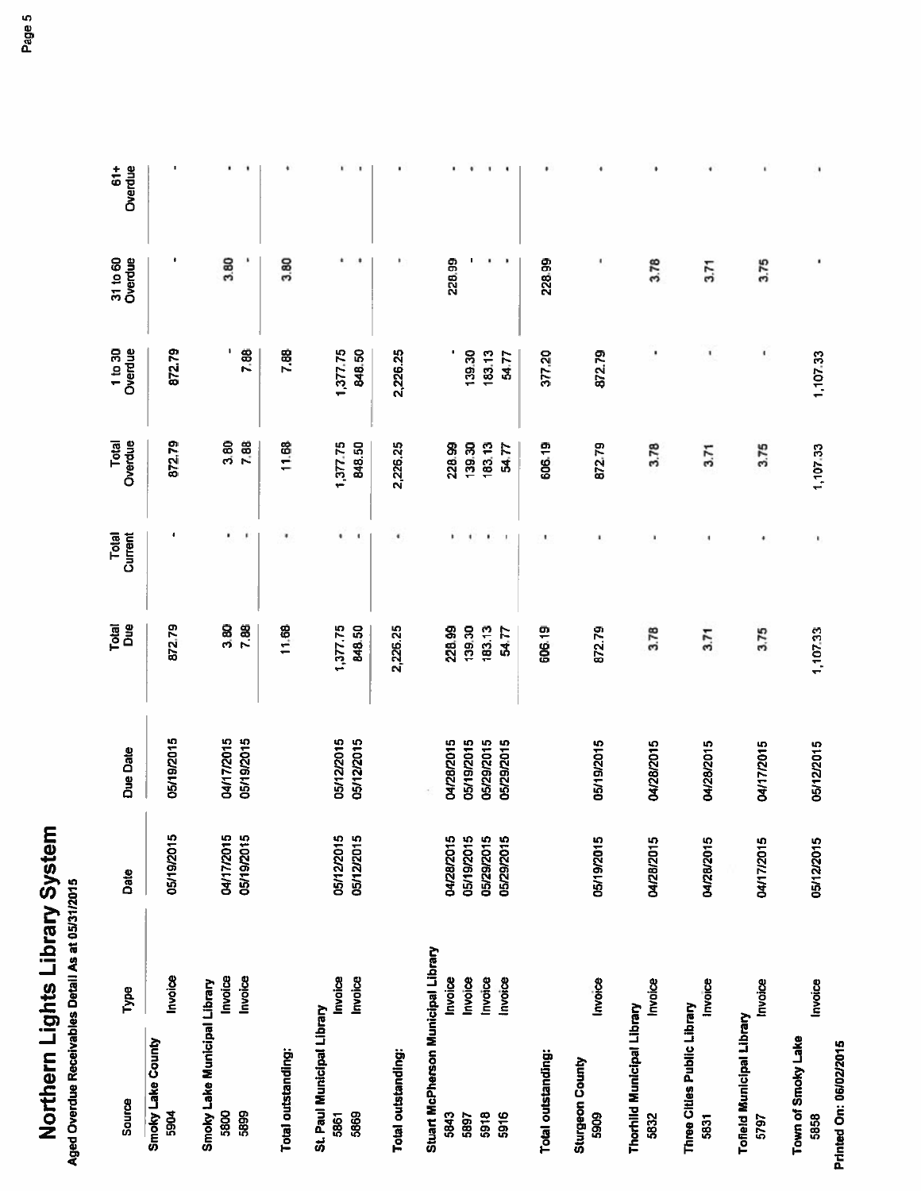# Northern Lights Library System

**Aged Overdue Receivables Detail As at 05/31/2015**

| Source | Type | Date | Due Date | Total Due | Total Current | Total Overdue | 1 to 30 Overdue | 31 to 60 Overdue | 61+ Overdue |
|---|---|---|---|---|---|---|---|---|---|
| **Smoky Lake County** | | | | | | | | | |
| 5904 | Invoice | 05/19/2015 | 05/19/2015 | 872.79 | - | 872.79 | 872.79 | - | - |
| **Smoky Lake Municipal Library** | | | | | | | | | |
| 5800 | Invoice | 04/17/2015 | 04/17/2015 | 3.80 | - | 3.80 | - | 3.80 | - |
| 5899 | Invoice | 05/19/2015 | 05/19/2015 | 7.88 | - | 7.88 | 7.88 | - | - |
| **Total outstanding:** | | | | 11.68 | - | 11.68 | 7.88 | 3.80 | - |
| **St. Paul Municipal Library** | | | | | | | | | |
| 5861 | Invoice | 05/12/2015 | 05/12/2015 | 1,377.75 | - | 1,377.75 | 1,377.75 | - | - |
| 5869 | Invoice | 05/12/2015 | 05/12/2015 | 848.50 | - | 848.50 | 848.50 | - | - |
| **Total outstanding:** | | | | 2,226.25 | - | 2,226.25 | 2,226.25 | - | - |
| **Stuart McPherson Municipal Library** | | | | | | | | | |
| 5843 | Invoice | 04/28/2015 | 04/28/2015 | 228.99 | - | 228.99 | - | 228.99 | - |
| 5897 | Invoice | 05/19/2015 | 05/19/2015 | 139.30 | - | 139.30 | 139.30 | - | - |
| 5918 | Invoice | 05/29/2015 | 05/29/2015 | 183.13 | - | 183.13 | 183.13 | - | - |
| 5916 | Invoice | 05/29/2015 | 05/29/2015 | 54.77 | - | 54.77 | 54.77 | - | - |
| **Total outstanding:** | | | | 606.19 | - | 606.19 | 377.20 | 228.99 | - |
| **Sturgeon County** | | | | | | | | | |
| 5909 | Invoice | 05/19/2015 | 05/19/2015 | 872.79 | - | 872.79 | 872.79 | - | - |
| **Thorhild Municipal Library** | | | | | | | | | |
| 5832 | Invoice | 04/28/2015 | 04/28/2015 | 3.78 | - | 3.78 | - | 3.78 | - |
| **Three Cities Public Library** | | | | | | | | | |
| 5831 | Invoice | 04/28/2015 | 04/28/2015 | 3.71 | - | 3.71 | - | 3.71 | - |
| **Tofield Municipal Library** | | | | | | | | | |
| 5797 | Invoice | 04/17/2015 | 04/17/2015 | 3.75 | - | 3.75 | - | 3.75 | - |
| **Town of Smoky Lake** | | | | | | | | | |
| 5858 | Invoice | 05/12/2015 | 05/12/2015 | 1,107.33 | - | 1,107.33 | 1,107.33 | - | - |

**Printed On: 06/02/2015**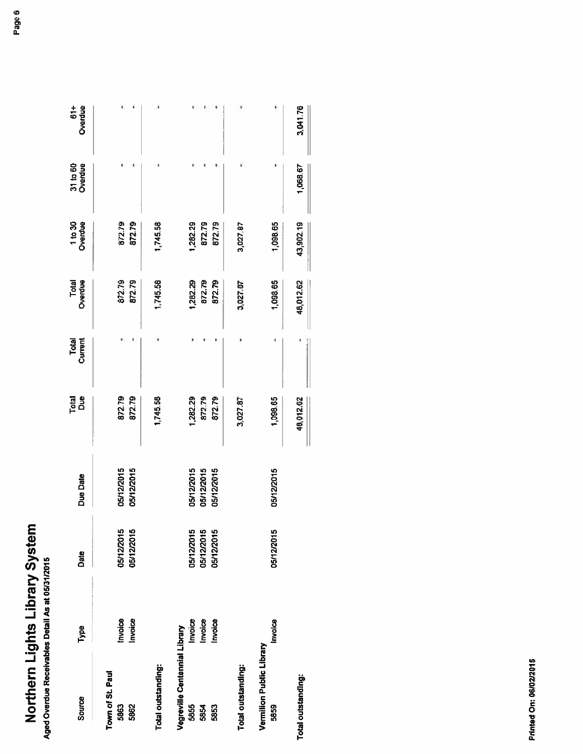# Northern Lights Library System

Aged Overdue Receivables Detail As at 05/31/2015

| Source | Type | Date | Due Date | Total Due | Total Current | Total Overdue | 1 to 30 Overdue | 31 to 60 Overdue | 61+ Overdue |
|---|---|---|---|---|---|---|---|---|---|
| **Town of St. Paul** | | | | | | | | | |
| 5863 | Invoice | 05/12/2015 | 05/12/2015 | 872.79 | - | 872.79 | 872.79 | - | - |
| 5862 | Invoice | 05/12/2015 | 05/12/2015 | 872.79 | - | 872.79 | 872.79 | - | - |
| **Total outstanding:** | | | | 1,745.58 | - | 1,745.58 | 1,745.58 | - | - |
| **Vegreville Centennial Library** | | | | | | | | | |
| 5855 | Invoice | 05/12/2015 | 05/12/2015 | 1,282.29 | - | 1,282.29 | 1,282.29 | - | - |
| 5854 | Invoice | 05/12/2015 | 05/12/2015 | 872.79 | - | 872.79 | 872.79 | - | - |
| 5853 | Invoice | 05/12/2015 | 05/12/2015 | 872.79 | - | 872.79 | 872.79 | - | - |
| **Total outstanding:** | | | | 3,027.87 | - | 3,027.87 | 3,027.87 | - | - |
| **Vermilion Public Library** | | | | | | | | | |
| 5859 | Invoice | 05/12/2015 | 05/12/2015 | 1,098.65 | - | 1,098.65 | 1,098.65 | - | - |
| **Total outstanding:** | | | | 48,012.62 | - | 48,012.62 | 43,902.19 | 1,068.67 | 3,041.76 |

Printed On: 06/02/2015